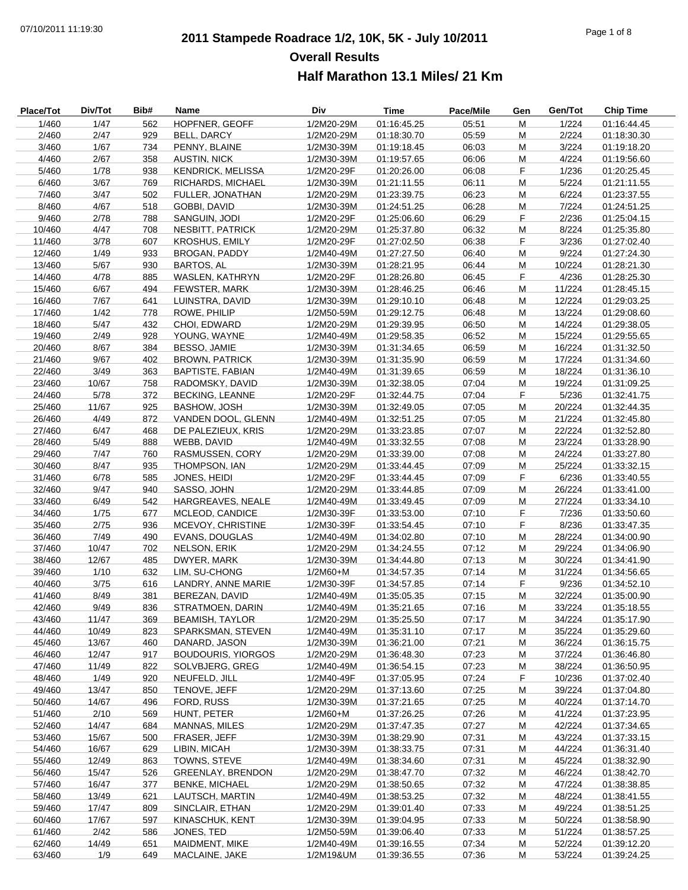# 2011 Stampede Roadrace 1/2, 10K, 5K - July 10/2011

## Overall Results

### Half Marathon 13.1 Miles/ 21 Km

| Place/Tot | Div/Tot | Bib# | Name | Div | Time | Pace/Mile | Gen | Gen/Tot | Chip Time |
|---|---|---|---|---|---|---|---|---|---|
| 1/460 | 1/47 | 562 | HOPFNER, GEOFF | 1/2M20-29M | 01:16:45.25 | 05:51 | M | 1/224 | 01:16:44.45 |
| 2/460 | 2/47 | 929 | BELL, DARCY | 1/2M20-29M | 01:18:30.70 | 05:59 | M | 2/224 | 01:18:30.30 |
| 3/460 | 1/67 | 734 | PENNY, BLAINE | 1/2M30-39M | 01:19:18.45 | 06:03 | M | 3/224 | 01:19:18.20 |
| 4/460 | 2/67 | 358 | AUSTIN, NICK | 1/2M30-39M | 01:19:57.65 | 06:06 | M | 4/224 | 01:19:56.60 |
| 5/460 | 1/78 | 938 | KENDRICK, MELISSA | 1/2F20-29F | 01:20:26.00 | 06:08 | F | 1/236 | 01:20:25.45 |
| 6/460 | 3/67 | 769 | RICHARDS, MICHAEL | 1/2M30-39M | 01:21:11.55 | 06:11 | M | 5/224 | 01:21:11.55 |
| 7/460 | 3/47 | 502 | FULLER, JONATHAN | 1/2M20-29M | 01:23:39.75 | 06:23 | M | 6/224 | 01:23:37.55 |
| 8/460 | 4/67 | 518 | GOBBI, DAVID | 1/2M30-39M | 01:24:51.25 | 06:28 | M | 7/224 | 01:24:51.25 |
| 9/460 | 2/78 | 788 | SANGUIN, JODI | 1/2F20-29F | 01:25:06.60 | 06:29 | F | 2/236 | 01:25:04.15 |
| 10/460 | 4/47 | 708 | NESBITT, PATRICK | 1/2M20-29M | 01:25:37.80 | 06:32 | M | 8/224 | 01:25:35.80 |
| 11/460 | 3/78 | 607 | KROSHUS, EMILY | 1/2F20-29F | 01:27:02.50 | 06:38 | F | 3/236 | 01:27:02.40 |
| 12/460 | 1/49 | 933 | BROGAN, PADDY | 1/2M40-49M | 01:27:27.50 | 06:40 | M | 9/224 | 01:27:24.30 |
| 13/460 | 5/67 | 930 | BARTOS, AL | 1/2M30-39M | 01:28:21.95 | 06:44 | M | 10/224 | 01:28:21.30 |
| 14/460 | 4/78 | 885 | WASLEN, KATHRYN | 1/2F20-29F | 01:28:26.80 | 06:45 | F | 4/236 | 01:28:25.30 |
| 15/460 | 6/67 | 494 | FEWSTER, MARK | 1/2M30-39M | 01:28:46.25 | 06:46 | M | 11/224 | 01:28:45.15 |
| 16/460 | 7/67 | 641 | LUINSTRA, DAVID | 1/2M30-39M | 01:29:10.10 | 06:48 | M | 12/224 | 01:29:03.25 |
| 17/460 | 1/42 | 778 | ROWE, PHILIP | 1/2M50-59M | 01:29:12.75 | 06:48 | M | 13/224 | 01:29:08.60 |
| 18/460 | 5/47 | 432 | CHOI, EDWARD | 1/2M20-29M | 01:29:39.95 | 06:50 | M | 14/224 | 01:29:38.05 |
| 19/460 | 2/49 | 928 | YOUNG, WAYNE | 1/2M40-49M | 01:29:58.35 | 06:52 | M | 15/224 | 01:29:55.65 |
| 20/460 | 8/67 | 384 | BESSO, JAMIE | 1/2M30-39M | 01:31:34.65 | 06:59 | M | 16/224 | 01:31:32.50 |
| 21/460 | 9/67 | 402 | BROWN, PATRICK | 1/2M30-39M | 01:31:35.90 | 06:59 | M | 17/224 | 01:31:34.60 |
| 22/460 | 3/49 | 363 | BAPTISTE, FABIAN | 1/2M40-49M | 01:31:39.65 | 06:59 | M | 18/224 | 01:31:36.10 |
| 23/460 | 10/67 | 758 | RADOMSKY, DAVID | 1/2M30-39M | 01:32:38.05 | 07:04 | M | 19/224 | 01:31:09.25 |
| 24/460 | 5/78 | 372 | BECKING, LEANNE | 1/2F20-29F | 01:32:44.75 | 07:04 | F | 5/236 | 01:32:41.75 |
| 25/460 | 11/67 | 925 | BASHOW, JOSH | 1/2M30-39M | 01:32:49.05 | 07:05 | M | 20/224 | 01:32:44.35 |
| 26/460 | 4/49 | 872 | VANDEN DOOL, GLENN | 1/2M40-49M | 01:32:51.25 | 07:05 | M | 21/224 | 01:32:45.80 |
| 27/460 | 6/47 | 468 | DE PALEZIEUX, KRIS | 1/2M20-29M | 01:33:23.85 | 07:07 | M | 22/224 | 01:32:52.80 |
| 28/460 | 5/49 | 888 | WEBB, DAVID | 1/2M40-49M | 01:33:32.55 | 07:08 | M | 23/224 | 01:33:28.90 |
| 29/460 | 7/47 | 760 | RASMUSSEN, CORY | 1/2M20-29M | 01:33:39.00 | 07:08 | M | 24/224 | 01:33:27.80 |
| 30/460 | 8/47 | 935 | THOMPSON, IAN | 1/2M20-29M | 01:33:44.45 | 07:09 | M | 25/224 | 01:33:32.15 |
| 31/460 | 6/78 | 585 | JONES, HEIDI | 1/2F20-29F | 01:33:44.45 | 07:09 | F | 6/236 | 01:33:40.55 |
| 32/460 | 9/47 | 940 | SASSO, JOHN | 1/2M20-29M | 01:33:44.85 | 07:09 | M | 26/224 | 01:33:41.00 |
| 33/460 | 6/49 | 542 | HARGREAVES, NEALE | 1/2M40-49M | 01:33:49.45 | 07:09 | M | 27/224 | 01:33:34.10 |
| 34/460 | 1/75 | 677 | MCLEOD, CANDICE | 1/2F30-39F | 01:33:53.00 | 07:10 | F | 7/236 | 01:33:50.60 |
| 35/460 | 2/75 | 936 | MCEVOY, CHRISTINE | 1/2F30-39F | 01:33:54.45 | 07:10 | F | 8/236 | 01:33:47.35 |
| 36/460 | 7/49 | 490 | EVANS, DOUGLAS | 1/2M40-49M | 01:34:02.80 | 07:10 | M | 28/224 | 01:34:00.90 |
| 37/460 | 10/47 | 702 | NELSON, ERIK | 1/2M20-29M | 01:34:24.55 | 07:12 | M | 29/224 | 01:34:06.90 |
| 38/460 | 12/67 | 485 | DWYER, MARK | 1/2M30-39M | 01:34:44.80 | 07:13 | M | 30/224 | 01:34:41.90 |
| 39/460 | 1/10 | 632 | LIM, SU-CHONG | 1/2M60+M | 01:34:57.35 | 07:14 | M | 31/224 | 01:34:56.65 |
| 40/460 | 3/75 | 616 | LANDRY, ANNE MARIE | 1/2F30-39F | 01:34:57.85 | 07:14 | F | 9/236 | 01:34:52.10 |
| 41/460 | 8/49 | 381 | BEREZAN, DAVID | 1/2M40-49M | 01:35:05.35 | 07:15 | M | 32/224 | 01:35:00.90 |
| 42/460 | 9/49 | 836 | STRATMOEN, DARIN | 1/2M40-49M | 01:35:21.65 | 07:16 | M | 33/224 | 01:35:18.55 |
| 43/460 | 11/47 | 369 | BEAMISH, TAYLOR | 1/2M20-29M | 01:35:25.50 | 07:17 | M | 34/224 | 01:35:17.90 |
| 44/460 | 10/49 | 823 | SPARKSMAN, STEVEN | 1/2M40-49M | 01:35:31.10 | 07:17 | M | 35/224 | 01:35:29.60 |
| 45/460 | 13/67 | 460 | DANARD, JASON | 1/2M30-39M | 01:36:21.00 | 07:21 | M | 36/224 | 01:36:15.75 |
| 46/460 | 12/47 | 917 | BOUDOURIS, YIORGOS | 1/2M20-29M | 01:36:48.30 | 07:23 | M | 37/224 | 01:36:46.80 |
| 47/460 | 11/49 | 822 | SOLVBJERG, GREG | 1/2M40-49M | 01:36:54.15 | 07:23 | M | 38/224 | 01:36:50.95 |
| 48/460 | 1/49 | 920 | NEUFELD, JILL | 1/2F40-49F | 01:37:05.95 | 07:24 | F | 10/236 | 01:37:02.40 |
| 49/460 | 13/47 | 850 | TENOVE, JEFF | 1/2M20-29M | 01:37:13.60 | 07:25 | M | 39/224 | 01:37:04.80 |
| 50/460 | 14/67 | 496 | FORD, RUSS | 1/2M30-39M | 01:37:21.65 | 07:25 | M | 40/224 | 01:37:14.70 |
| 51/460 | 2/10 | 569 | HUNT, PETER | 1/2M60+M | 01:37:26.25 | 07:26 | M | 41/224 | 01:37:23.95 |
| 52/460 | 14/47 | 684 | MANNAS, MILES | 1/2M20-29M | 01:37:47.35 | 07:27 | M | 42/224 | 01:37:34.65 |
| 53/460 | 15/67 | 500 | FRASER, JEFF | 1/2M30-39M | 01:38:29.90 | 07:31 | M | 43/224 | 01:37:33.15 |
| 54/460 | 16/67 | 629 | LIBIN, MICAH | 1/2M30-39M | 01:38:33.75 | 07:31 | M | 44/224 | 01:36:31.40 |
| 55/460 | 12/49 | 863 | TOWNS, STEVE | 1/2M40-49M | 01:38:34.60 | 07:31 | M | 45/224 | 01:38:32.90 |
| 56/460 | 15/47 | 526 | GREENLAY, BRENDON | 1/2M20-29M | 01:38:47.70 | 07:32 | M | 46/224 | 01:38:42.70 |
| 57/460 | 16/47 | 377 | BENKE, MICHAEL | 1/2M20-29M | 01:38:50.65 | 07:32 | M | 47/224 | 01:38:38.85 |
| 58/460 | 13/49 | 621 | LAUTSCH, MARTIN | 1/2M40-49M | 01:38:53.25 | 07:32 | M | 48/224 | 01:38:41.55 |
| 59/460 | 17/47 | 809 | SINCLAIR, ETHAN | 1/2M20-29M | 01:39:01.40 | 07:33 | M | 49/224 | 01:38:51.25 |
| 60/460 | 17/67 | 597 | KINASCHUK, KENT | 1/2M30-39M | 01:39:04.95 | 07:33 | M | 50/224 | 01:38:58.90 |
| 61/460 | 2/42 | 586 | JONES, TED | 1/2M50-59M | 01:39:06.40 | 07:33 | M | 51/224 | 01:38:57.25 |
| 62/460 | 14/49 | 651 | MAIDMENT, MIKE | 1/2M40-49M | 01:39:16.55 | 07:34 | M | 52/224 | 01:39:12.20 |
| 63/460 | 1/9 | 649 | MACLAINE, JAKE | 1/2M19&UM | 01:39:36.55 | 07:36 | M | 53/224 | 01:39:24.25 |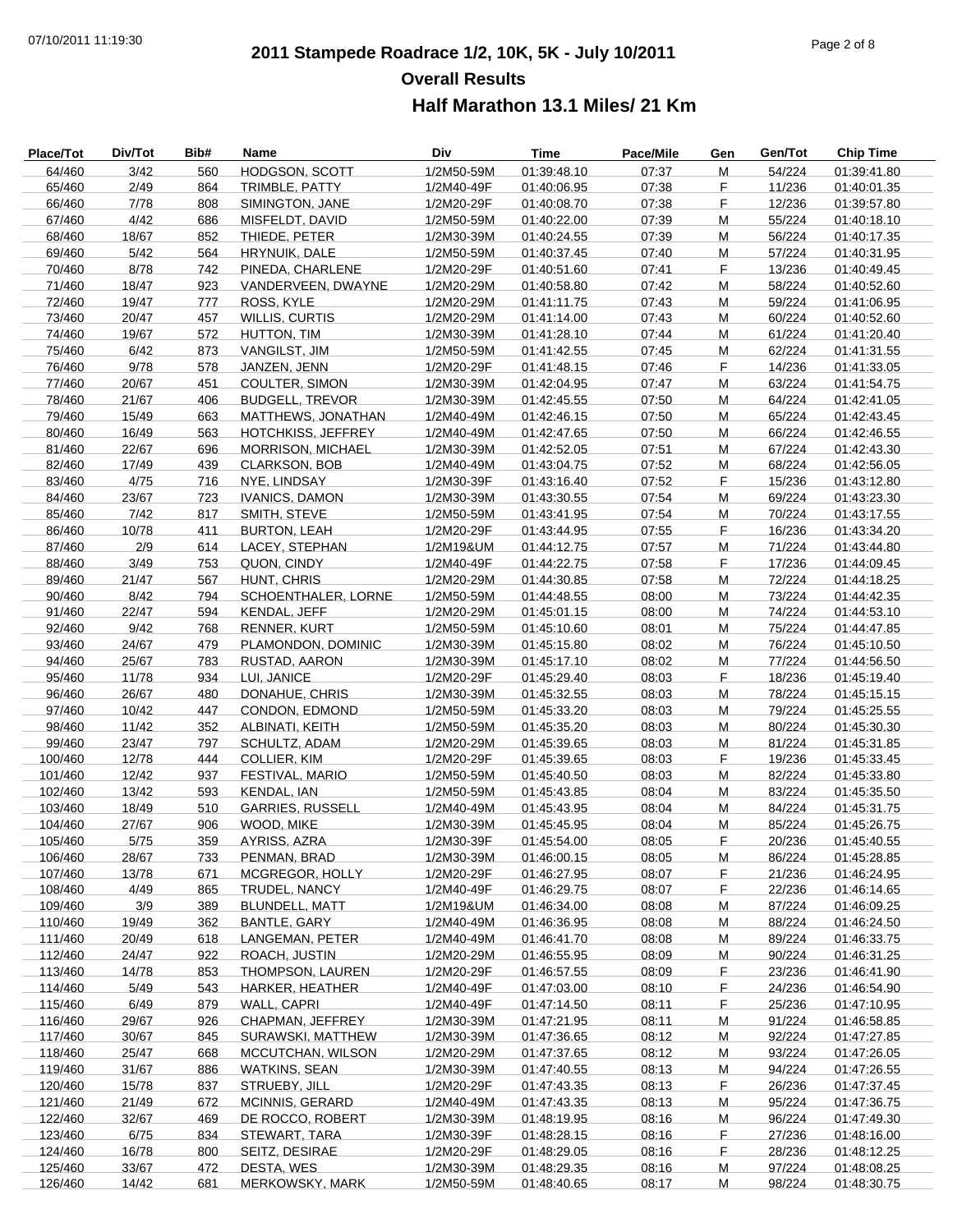# 2011 Stampede Roadrace 1/2, 10K, 5K - July 10/2011

## Overall Results

### Half Marathon 13.1 Miles/ 21 Km

| Place/Tot | Div/Tot | Bib# | Name | Div | Time | Pace/Mile | Gen | Gen/Tot | Chip Time |
|---|---|---|---|---|---|---|---|---|---|
| 64/460 | 3/42 | 560 | HODGSON, SCOTT | 1/2M50-59M | 01:39:48.10 | 07:37 | M | 54/224 | 01:39:41.80 |
| 65/460 | 2/49 | 864 | TRIMBLE, PATTY | 1/2M40-49F | 01:40:06.95 | 07:38 | F | 11/236 | 01:40:01.35 |
| 66/460 | 7/78 | 808 | SIMINGTON, JANE | 1/2M20-29F | 01:40:08.70 | 07:38 | F | 12/236 | 01:39:57.80 |
| 67/460 | 4/42 | 686 | MISFELDT, DAVID | 1/2M50-59M | 01:40:22.00 | 07:39 | M | 55/224 | 01:40:18.10 |
| 68/460 | 18/67 | 852 | THIEDE, PETER | 1/2M30-39M | 01:40:24.55 | 07:39 | M | 56/224 | 01:40:17.35 |
| 69/460 | 5/42 | 564 | HRYNUIK, DALE | 1/2M50-59M | 01:40:37.45 | 07:40 | M | 57/224 | 01:40:31.95 |
| 70/460 | 8/78 | 742 | PINEDA, CHARLENE | 1/2M20-29F | 01:40:51.60 | 07:41 | F | 13/236 | 01:40:49.45 |
| 71/460 | 18/47 | 923 | VANDERVEEN, DWAYNE | 1/2M20-29M | 01:40:58.80 | 07:42 | M | 58/224 | 01:40:52.60 |
| 72/460 | 19/47 | 777 | ROSS, KYLE | 1/2M20-29M | 01:41:11.75 | 07:43 | M | 59/224 | 01:41:06.95 |
| 73/460 | 20/47 | 457 | WILLIS, CURTIS | 1/2M20-29M | 01:41:14.00 | 07:43 | M | 60/224 | 01:40:52.60 |
| 74/460 | 19/67 | 572 | HUTTON, TIM | 1/2M30-39M | 01:41:28.10 | 07:44 | M | 61/224 | 01:41:20.40 |
| 75/460 | 6/42 | 873 | VANGILST, JIM | 1/2M50-59M | 01:41:42.55 | 07:45 | M | 62/224 | 01:41:31.55 |
| 76/460 | 9/78 | 578 | JANZEN, JENN | 1/2M20-29F | 01:41:48.15 | 07:46 | F | 14/236 | 01:41:33.05 |
| 77/460 | 20/67 | 451 | COULTER, SIMON | 1/2M30-39M | 01:42:04.95 | 07:47 | M | 63/224 | 01:41:54.75 |
| 78/460 | 21/67 | 406 | BUDGELL, TREVOR | 1/2M30-39M | 01:42:45.55 | 07:50 | M | 64/224 | 01:42:41.05 |
| 79/460 | 15/49 | 663 | MATTHEWS, JONATHAN | 1/2M40-49M | 01:42:46.15 | 07:50 | M | 65/224 | 01:42:43.45 |
| 80/460 | 16/49 | 563 | HOTCHKISS, JEFFREY | 1/2M40-49M | 01:42:47.65 | 07:50 | M | 66/224 | 01:42:46.55 |
| 81/460 | 22/67 | 696 | MORRISON, MICHAEL | 1/2M30-39M | 01:42:52.05 | 07:51 | M | 67/224 | 01:42:43.30 |
| 82/460 | 17/49 | 439 | CLARKSON, BOB | 1/2M40-49M | 01:43:04.75 | 07:52 | M | 68/224 | 01:42:56.05 |
| 83/460 | 4/75 | 716 | NYE, LINDSAY | 1/2M30-39F | 01:43:16.40 | 07:52 | F | 15/236 | 01:43:12.80 |
| 84/460 | 23/67 | 723 | IVANICS, DAMON | 1/2M30-39M | 01:43:30.55 | 07:54 | M | 69/224 | 01:43:23.30 |
| 85/460 | 7/42 | 817 | SMITH, STEVE | 1/2M50-59M | 01:43:41.95 | 07:54 | M | 70/224 | 01:43:17.55 |
| 86/460 | 10/78 | 411 | BURTON, LEAH | 1/2M20-29F | 01:43:44.95 | 07:55 | F | 16/236 | 01:43:34.20 |
| 87/460 | 2/9 | 614 | LACEY, STEPHAN | 1/2M19&UM | 01:44:12.75 | 07:57 | M | 71/224 | 01:43:44.80 |
| 88/460 | 3/49 | 753 | QUON, CINDY | 1/2M40-49F | 01:44:22.75 | 07:58 | F | 17/236 | 01:44:09.45 |
| 89/460 | 21/47 | 567 | HUNT, CHRIS | 1/2M20-29M | 01:44:30.85 | 07:58 | M | 72/224 | 01:44:18.25 |
| 90/460 | 8/42 | 794 | SCHOENTHALER, LORNE | 1/2M50-59M | 01:44:48.55 | 08:00 | M | 73/224 | 01:44:42.35 |
| 91/460 | 22/47 | 594 | KENDAL, JEFF | 1/2M20-29M | 01:45:01.15 | 08:00 | M | 74/224 | 01:44:53.10 |
| 92/460 | 9/42 | 768 | RENNER, KURT | 1/2M50-59M | 01:45:10.60 | 08:01 | M | 75/224 | 01:44:47.85 |
| 93/460 | 24/67 | 479 | PLAMONDON, DOMINIC | 1/2M30-39M | 01:45:15.80 | 08:02 | M | 76/224 | 01:45:10.50 |
| 94/460 | 25/67 | 783 | RUSTAD, AARON | 1/2M30-39M | 01:45:17.10 | 08:02 | M | 77/224 | 01:44:56.50 |
| 95/460 | 11/78 | 934 | LUI, JANICE | 1/2M20-29F | 01:45:29.40 | 08:03 | F | 18/236 | 01:45:19.40 |
| 96/460 | 26/67 | 480 | DONAHUE, CHRIS | 1/2M30-39M | 01:45:32.55 | 08:03 | M | 78/224 | 01:45:15.15 |
| 97/460 | 10/42 | 447 | CONDON, EDMOND | 1/2M50-59M | 01:45:33.20 | 08:03 | M | 79/224 | 01:45:25.55 |
| 98/460 | 11/42 | 352 | ALBINATI, KEITH | 1/2M50-59M | 01:45:35.20 | 08:03 | M | 80/224 | 01:45:30.30 |
| 99/460 | 23/47 | 797 | SCHULTZ, ADAM | 1/2M20-29M | 01:45:39.65 | 08:03 | M | 81/224 | 01:45:31.85 |
| 100/460 | 12/78 | 444 | COLLIER, KIM | 1/2M20-29F | 01:45:39.65 | 08:03 | F | 19/236 | 01:45:33.45 |
| 101/460 | 12/42 | 937 | FESTIVAL, MARIO | 1/2M50-59M | 01:45:40.50 | 08:03 | M | 82/224 | 01:45:33.80 |
| 102/460 | 13/42 | 593 | KENDAL, IAN | 1/2M50-59M | 01:45:43.85 | 08:04 | M | 83/224 | 01:45:35.50 |
| 103/460 | 18/49 | 510 | GARRIES, RUSSELL | 1/2M40-49M | 01:45:43.95 | 08:04 | M | 84/224 | 01:45:31.75 |
| 104/460 | 27/67 | 906 | WOOD, MIKE | 1/2M30-39M | 01:45:45.95 | 08:04 | M | 85/224 | 01:45:26.75 |
| 105/460 | 5/75 | 359 | AYRISS, AZRA | 1/2M30-39F | 01:45:54.00 | 08:05 | F | 20/236 | 01:45:40.55 |
| 106/460 | 28/67 | 733 | PENMAN, BRAD | 1/2M30-39M | 01:46:00.15 | 08:05 | M | 86/224 | 01:45:28.85 |
| 107/460 | 13/78 | 671 | MCGREGOR, HOLLY | 1/2M20-29F | 01:46:27.95 | 08:07 | F | 21/236 | 01:46:24.95 |
| 108/460 | 4/49 | 865 | TRUDEL, NANCY | 1/2M40-49F | 01:46:29.75 | 08:07 | F | 22/236 | 01:46:14.65 |
| 109/460 | 3/9 | 389 | BLUNDELL, MATT | 1/2M19&UM | 01:46:34.00 | 08:08 | M | 87/224 | 01:46:09.25 |
| 110/460 | 19/49 | 362 | BANTLE, GARY | 1/2M40-49M | 01:46:36.95 | 08:08 | M | 88/224 | 01:46:24.50 |
| 111/460 | 20/49 | 618 | LANGEMAN, PETER | 1/2M40-49M | 01:46:41.70 | 08:08 | M | 89/224 | 01:46:33.75 |
| 112/460 | 24/47 | 922 | ROACH, JUSTIN | 1/2M20-29M | 01:46:55.95 | 08:09 | M | 90/224 | 01:46:31.25 |
| 113/460 | 14/78 | 853 | THOMPSON, LAUREN | 1/2M20-29F | 01:46:57.55 | 08:09 | F | 23/236 | 01:46:41.90 |
| 114/460 | 5/49 | 543 | HARKER, HEATHER | 1/2M40-49F | 01:47:03.00 | 08:10 | F | 24/236 | 01:46:54.90 |
| 115/460 | 6/49 | 879 | WALL, CAPRI | 1/2M40-49F | 01:47:14.50 | 08:11 | F | 25/236 | 01:47:10.95 |
| 116/460 | 29/67 | 926 | CHAPMAN, JEFFREY | 1/2M30-39M | 01:47:21.95 | 08:11 | M | 91/224 | 01:46:58.85 |
| 117/460 | 30/67 | 845 | SURAWSKI, MATTHEW | 1/2M30-39M | 01:47:36.65 | 08:12 | M | 92/224 | 01:47:27.85 |
| 118/460 | 25/47 | 668 | MCCUTCHAN, WILSON | 1/2M20-29M | 01:47:37.65 | 08:12 | M | 93/224 | 01:47:26.05 |
| 119/460 | 31/67 | 886 | WATKINS, SEAN | 1/2M30-39M | 01:47:40.55 | 08:13 | M | 94/224 | 01:47:26.55 |
| 120/460 | 15/78 | 837 | STRUEBY, JILL | 1/2M20-29F | 01:47:43.35 | 08:13 | F | 26/236 | 01:47:37.45 |
| 121/460 | 21/49 | 672 | MCINNIS, GERARD | 1/2M40-49M | 01:47:43.35 | 08:13 | M | 95/224 | 01:47:36.75 |
| 122/460 | 32/67 | 469 | DE ROCCO, ROBERT | 1/2M30-39M | 01:48:19.95 | 08:16 | M | 96/224 | 01:47:49.30 |
| 123/460 | 6/75 | 834 | STEWART, TARA | 1/2M30-39F | 01:48:28.15 | 08:16 | F | 27/236 | 01:48:16.00 |
| 124/460 | 16/78 | 800 | SEITZ, DESIRAE | 1/2M20-29F | 01:48:29.05 | 08:16 | F | 28/236 | 01:48:12.25 |
| 125/460 | 33/67 | 472 | DESTA, WES | 1/2M30-39M | 01:48:29.35 | 08:16 | M | 97/224 | 01:48:08.25 |
| 126/460 | 14/42 | 681 | MERKOWSKY, MARK | 1/2M50-59M | 01:48:40.65 | 08:17 | M | 98/224 | 01:48:30.75 |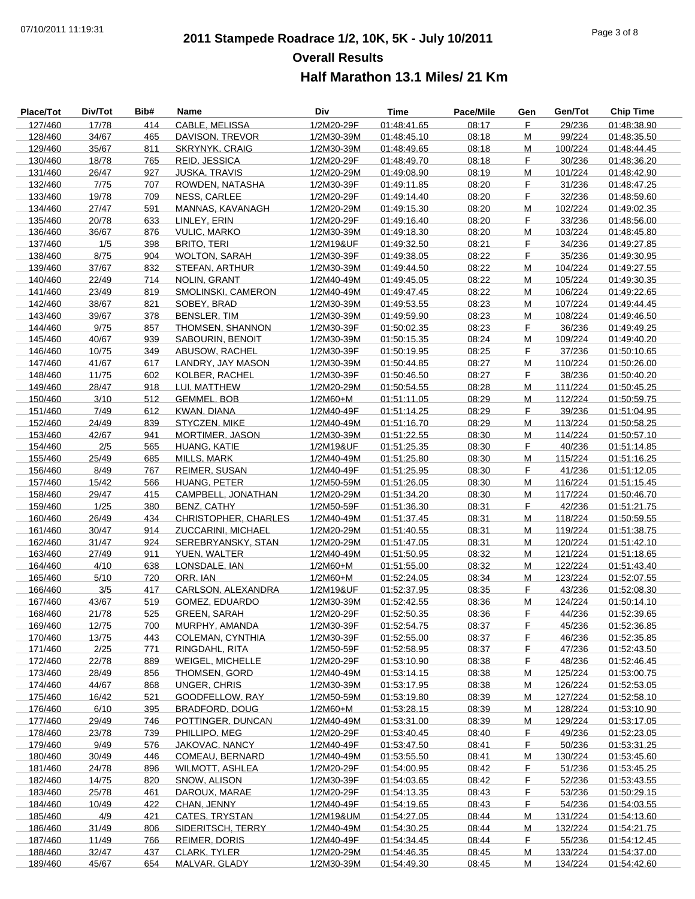# 2011 Stampede Roadrace 1/2, 10K, 5K - July 10/2011

## Overall Results

### Half Marathon 13.1 Miles/ 21 Km

| Place/Tot | Div/Tot | Bib# | Name | Div | Time | Pace/Mile | Gen | Gen/Tot | Chip Time |
|---|---|---|---|---|---|---|---|---|---|
| 127/460 | 17/78 | 414 | CABLE, MELISSA | 1/2M20-29F | 01:48:41.65 | 08:17 | F | 29/236 | 01:48:38.90 |
| 128/460 | 34/67 | 465 | DAVISON, TREVOR | 1/2M30-39M | 01:48:45.10 | 08:18 | M | 99/224 | 01:48:35.50 |
| 129/460 | 35/67 | 811 | SKRYNYK, CRAIG | 1/2M30-39M | 01:48:49.65 | 08:18 | M | 100/224 | 01:48:44.45 |
| 130/460 | 18/78 | 765 | REID, JESSICA | 1/2M20-29F | 01:48:49.70 | 08:18 | F | 30/236 | 01:48:36.20 |
| 131/460 | 26/47 | 927 | JUSKA, TRAVIS | 1/2M20-29M | 01:49:08.90 | 08:19 | M | 101/224 | 01:48:42.90 |
| 132/460 | 7/75 | 707 | ROWDEN, NATASHA | 1/2M30-39F | 01:49:11.85 | 08:20 | F | 31/236 | 01:48:47.25 |
| 133/460 | 19/78 | 709 | NESS, CARLEE | 1/2M20-29F | 01:49:14.40 | 08:20 | F | 32/236 | 01:48:59.60 |
| 134/460 | 27/47 | 591 | MANNAS, KAVANAGH | 1/2M20-29M | 01:49:15.30 | 08:20 | M | 102/224 | 01:49:02.35 |
| 135/460 | 20/78 | 633 | LINLEY, ERIN | 1/2M20-29F | 01:49:16.40 | 08:20 | F | 33/236 | 01:48:56.00 |
| 136/460 | 36/67 | 876 | VULIC, MARKO | 1/2M30-39M | 01:49:18.30 | 08:20 | M | 103/224 | 01:48:45.80 |
| 137/460 | 1/5 | 398 | BRITO, TERI | 1/2M19&UF | 01:49:32.50 | 08:21 | F | 34/236 | 01:49:27.85 |
| 138/460 | 8/75 | 904 | WOLTON, SARAH | 1/2M30-39F | 01:49:38.05 | 08:22 | F | 35/236 | 01:49:30.95 |
| 139/460 | 37/67 | 832 | STEFAN, ARTHUR | 1/2M30-39M | 01:49:44.50 | 08:22 | M | 104/224 | 01:49:27.55 |
| 140/460 | 22/49 | 714 | NOLIN, GRANT | 1/2M40-49M | 01:49:45.05 | 08:22 | M | 105/224 | 01:49:30.35 |
| 141/460 | 23/49 | 819 | SMOLINSKI, CAMERON | 1/2M40-49M | 01:49:47.45 | 08:22 | M | 106/224 | 01:49:22.65 |
| 142/460 | 38/67 | 821 | SOBEY, BRAD | 1/2M30-39M | 01:49:53.55 | 08:23 | M | 107/224 | 01:49:44.45 |
| 143/460 | 39/67 | 378 | BENSLER, TIM | 1/2M30-39M | 01:49:59.90 | 08:23 | M | 108/224 | 01:49:46.50 |
| 144/460 | 9/75 | 857 | THOMSEN, SHANNON | 1/2M30-39F | 01:50:02.35 | 08:23 | F | 36/236 | 01:49:49.25 |
| 145/460 | 40/67 | 939 | SABOURIN, BENOIT | 1/2M30-39M | 01:50:15.35 | 08:24 | M | 109/224 | 01:49:40.20 |
| 146/460 | 10/75 | 349 | ABUSOW, RACHEL | 1/2M30-39F | 01:50:19.95 | 08:25 | F | 37/236 | 01:50:10.65 |
| 147/460 | 41/67 | 617 | LANDRY, JAY MASON | 1/2M30-39M | 01:50:44.85 | 08:27 | M | 110/224 | 01:50:26.00 |
| 148/460 | 11/75 | 602 | KOLBER, RACHEL | 1/2M30-39F | 01:50:46.50 | 08:27 | F | 38/236 | 01:50:40.20 |
| 149/460 | 28/47 | 918 | LUI, MATTHEW | 1/2M20-29M | 01:50:54.55 | 08:28 | M | 111/224 | 01:50:45.25 |
| 150/460 | 3/10 | 512 | GEMMEL, BOB | 1/2M60+M | 01:51:11.05 | 08:29 | M | 112/224 | 01:50:59.75 |
| 151/460 | 7/49 | 612 | KWAN, DIANA | 1/2M40-49F | 01:51:14.25 | 08:29 | F | 39/236 | 01:51:04.95 |
| 152/460 | 24/49 | 839 | STYCZEN, MIKE | 1/2M40-49M | 01:51:16.70 | 08:29 | M | 113/224 | 01:50:58.25 |
| 153/460 | 42/67 | 941 | MORTIMER, JASON | 1/2M30-39M | 01:51:22.55 | 08:30 | M | 114/224 | 01:50:57.10 |
| 154/460 | 2/5 | 565 | HUANG, KATIE | 1/2M19&UF | 01:51:25.35 | 08:30 | F | 40/236 | 01:51:14.85 |
| 155/460 | 25/49 | 685 | MILLS, MARK | 1/2M40-49M | 01:51:25.80 | 08:30 | M | 115/224 | 01:51:16.25 |
| 156/460 | 8/49 | 767 | REIMER, SUSAN | 1/2M40-49F | 01:51:25.95 | 08:30 | F | 41/236 | 01:51:12.05 |
| 157/460 | 15/42 | 566 | HUANG, PETER | 1/2M50-59M | 01:51:26.05 | 08:30 | M | 116/224 | 01:51:15.45 |
| 158/460 | 29/47 | 415 | CAMPBELL, JONATHAN | 1/2M20-29M | 01:51:34.20 | 08:30 | M | 117/224 | 01:50:46.70 |
| 159/460 | 1/25 | 380 | BENZ, CATHY | 1/2M50-59F | 01:51:36.30 | 08:31 | F | 42/236 | 01:51:21.75 |
| 160/460 | 26/49 | 434 | CHRISTOPHER, CHARLES | 1/2M40-49M | 01:51:37.45 | 08:31 | M | 118/224 | 01:50:59.55 |
| 161/460 | 30/47 | 914 | ZUCCARINI, MICHAEL | 1/2M20-29M | 01:51:40.55 | 08:31 | M | 119/224 | 01:51:38.75 |
| 162/460 | 31/47 | 924 | SEREBRYANSKY, STAN | 1/2M20-29M | 01:51:47.05 | 08:31 | M | 120/224 | 01:51:42.10 |
| 163/460 | 27/49 | 911 | YUEN, WALTER | 1/2M40-49M | 01:51:50.95 | 08:32 | M | 121/224 | 01:51:18.65 |
| 164/460 | 4/10 | 638 | LONSDALE, IAN | 1/2M60+M | 01:51:55.00 | 08:32 | M | 122/224 | 01:51:43.40 |
| 165/460 | 5/10 | 720 | ORR, IAN | 1/2M60+M | 01:52:24.05 | 08:34 | M | 123/224 | 01:52:07.55 |
| 166/460 | 3/5 | 417 | CARLSON, ALEXANDRA | 1/2M19&UF | 01:52:37.95 | 08:35 | F | 43/236 | 01:52:08.30 |
| 167/460 | 43/67 | 519 | GOMEZ, EDUARDO | 1/2M30-39M | 01:52:42.55 | 08:36 | M | 124/224 | 01:50:14.10 |
| 168/460 | 21/78 | 525 | GREEN, SARAH | 1/2M20-29F | 01:52:50.35 | 08:36 | F | 44/236 | 01:52:39.65 |
| 169/460 | 12/75 | 700 | MURPHY, AMANDA | 1/2M30-39F | 01:52:54.75 | 08:37 | F | 45/236 | 01:52:36.85 |
| 170/460 | 13/75 | 443 | COLEMAN, CYNTHIA | 1/2M30-39F | 01:52:55.00 | 08:37 | F | 46/236 | 01:52:35.85 |
| 171/460 | 2/25 | 771 | RINGDAHL, RITA | 1/2M50-59F | 01:52:58.95 | 08:37 | F | 47/236 | 01:52:43.50 |
| 172/460 | 22/78 | 889 | WEIGEL, MICHELLE | 1/2M20-29F | 01:53:10.90 | 08:38 | F | 48/236 | 01:52:46.45 |
| 173/460 | 28/49 | 856 | THOMSEN, GORD | 1/2M40-49M | 01:53:14.15 | 08:38 | M | 125/224 | 01:53:00.75 |
| 174/460 | 44/67 | 868 | UNGER, CHRIS | 1/2M30-39M | 01:53:17.95 | 08:38 | M | 126/224 | 01:52:53.05 |
| 175/460 | 16/42 | 521 | GOODFELLOW, RAY | 1/2M50-59M | 01:53:19.80 | 08:39 | M | 127/224 | 01:52:58.10 |
| 176/460 | 6/10 | 395 | BRADFORD, DOUG | 1/2M60+M | 01:53:28.15 | 08:39 | M | 128/224 | 01:53:10.90 |
| 177/460 | 29/49 | 746 | POTTINGER, DUNCAN | 1/2M40-49M | 01:53:31.00 | 08:39 | M | 129/224 | 01:53:17.05 |
| 178/460 | 23/78 | 739 | PHILLIPO, MEG | 1/2M20-29F | 01:53:40.45 | 08:40 | F | 49/236 | 01:52:23.05 |
| 179/460 | 9/49 | 576 | JAKOVAC, NANCY | 1/2M40-49F | 01:53:47.50 | 08:41 | F | 50/236 | 01:53:31.25 |
| 180/460 | 30/49 | 446 | COMEAU, BERNARD | 1/2M40-49M | 01:53:55.50 | 08:41 | M | 130/224 | 01:53:45.60 |
| 181/460 | 24/78 | 896 | WILMOTT, ASHLEA | 1/2M20-29F | 01:54:00.95 | 08:42 | F | 51/236 | 01:53:45.25 |
| 182/460 | 14/75 | 820 | SNOW, ALISON | 1/2M30-39F | 01:54:03.65 | 08:42 | F | 52/236 | 01:53:43.55 |
| 183/460 | 25/78 | 461 | DAROUX, MARAE | 1/2M20-29F | 01:54:13.35 | 08:43 | F | 53/236 | 01:50:29.15 |
| 184/460 | 10/49 | 422 | CHAN, JENNY | 1/2M40-49F | 01:54:19.65 | 08:43 | F | 54/236 | 01:54:03.55 |
| 185/460 | 4/9 | 421 | CATES, TRYSTAN | 1/2M19&UM | 01:54:27.05 | 08:44 | M | 131/224 | 01:54:13.60 |
| 186/460 | 31/49 | 806 | SIDERITSCH, TERRY | 1/2M40-49M | 01:54:30.25 | 08:44 | M | 132/224 | 01:54:21.75 |
| 187/460 | 11/49 | 766 | REIMER, DORIS | 1/2M40-49F | 01:54:34.45 | 08:44 | F | 55/236 | 01:54:12.45 |
| 188/460 | 32/47 | 437 | CLARK, TYLER | 1/2M20-29M | 01:54:46.35 | 08:45 | M | 133/224 | 01:54:37.00 |
| 189/460 | 45/67 | 654 | MALVAR, GLADY | 1/2M30-39M | 01:54:49.30 | 08:45 | M | 134/224 | 01:54:42.60 |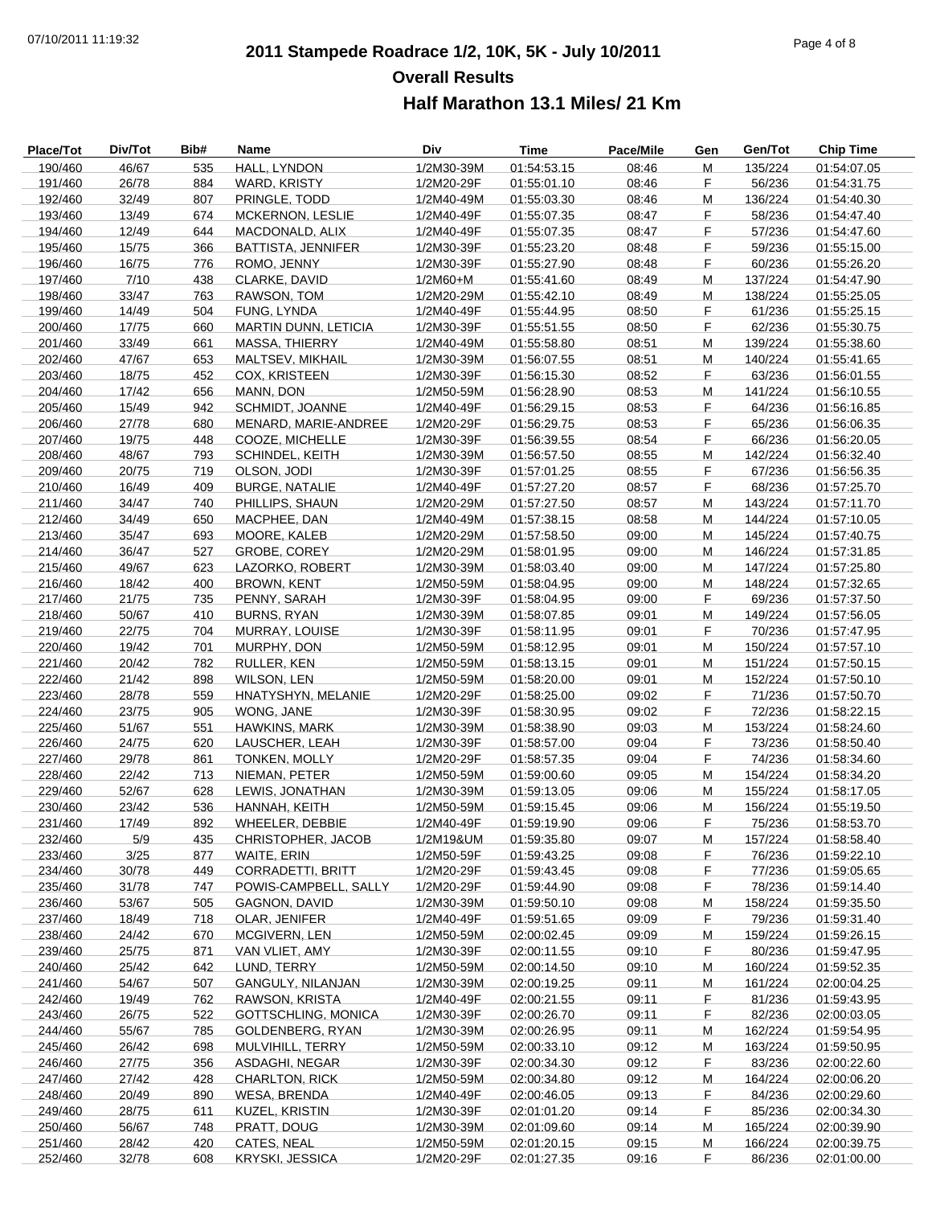# 2011 Stampede Roadrace 1/2, 10K, 5K - July 10/2011

## Overall Results

### Half Marathon 13.1 Miles/ 21 Km

| Place/Tot | Div/Tot | Bib# | Name | Div | Time | Pace/Mile | Gen | Gen/Tot | Chip Time |
|---|---|---|---|---|---|---|---|---|---|
| 190/460 | 46/67 | 535 | HALL, LYNDON | 1/2M30-39M | 01:54:53.15 | 08:46 | M | 135/224 | 01:54:07.05 |
| 191/460 | 26/78 | 884 | WARD, KRISTY | 1/2M20-29F | 01:55:01.10 | 08:46 | F | 56/236 | 01:54:31.75 |
| 192/460 | 32/49 | 807 | PRINGLE, TODD | 1/2M40-49M | 01:55:03.30 | 08:46 | M | 136/224 | 01:54:40.30 |
| 193/460 | 13/49 | 674 | MCKERNON, LESLIE | 1/2M40-49F | 01:55:07.35 | 08:47 | F | 58/236 | 01:54:47.40 |
| 194/460 | 12/49 | 644 | MACDONALD, ALIX | 1/2M40-49F | 01:55:07.35 | 08:47 | F | 57/236 | 01:54:47.60 |
| 195/460 | 15/75 | 366 | BATTISTA, JENNIFER | 1/2M30-39F | 01:55:23.20 | 08:48 | F | 59/236 | 01:55:15.00 |
| 196/460 | 16/75 | 776 | ROMO, JENNY | 1/2M30-39F | 01:55:27.90 | 08:48 | F | 60/236 | 01:55:26.20 |
| 197/460 | 7/10 | 438 | CLARKE, DAVID | 1/2M60+M | 01:55:41.60 | 08:49 | M | 137/224 | 01:54:47.90 |
| 198/460 | 33/47 | 763 | RAWSON, TOM | 1/2M20-29M | 01:55:42.10 | 08:49 | M | 138/224 | 01:55:25.05 |
| 199/460 | 14/49 | 504 | FUNG, LYNDA | 1/2M40-49F | 01:55:44.95 | 08:50 | F | 61/236 | 01:55:25.15 |
| 200/460 | 17/75 | 660 | MARTIN DUNN, LETICIA | 1/2M30-39F | 01:55:51.55 | 08:50 | F | 62/236 | 01:55:30.75 |
| 201/460 | 33/49 | 661 | MASSA, THIERRY | 1/2M40-49M | 01:55:58.80 | 08:51 | M | 139/224 | 01:55:38.60 |
| 202/460 | 47/67 | 653 | MALTSEV, MIKHAIL | 1/2M30-39M | 01:56:07.55 | 08:51 | M | 140/224 | 01:55:41.65 |
| 203/460 | 18/75 | 452 | COX, KRISTEEN | 1/2M30-39F | 01:56:15.30 | 08:52 | F | 63/236 | 01:56:01.55 |
| 204/460 | 17/42 | 656 | MANN, DON | 1/2M50-59M | 01:56:28.90 | 08:53 | M | 141/224 | 01:56:10.55 |
| 205/460 | 15/49 | 942 | SCHMIDT, JOANNE | 1/2M40-49F | 01:56:29.15 | 08:53 | F | 64/236 | 01:56:16.85 |
| 206/460 | 27/78 | 680 | MENARD, MARIE-ANDREE | 1/2M20-29F | 01:56:29.75 | 08:53 | F | 65/236 | 01:56:06.35 |
| 207/460 | 19/75 | 448 | COOZE, MICHELLE | 1/2M30-39F | 01:56:39.55 | 08:54 | F | 66/236 | 01:56:20.05 |
| 208/460 | 48/67 | 793 | SCHINDEL, KEITH | 1/2M30-39M | 01:56:57.50 | 08:55 | M | 142/224 | 01:56:32.40 |
| 209/460 | 20/75 | 719 | OLSON, JODI | 1/2M30-39F | 01:57:01.25 | 08:55 | F | 67/236 | 01:56:56.35 |
| 210/460 | 16/49 | 409 | BURGE, NATALIE | 1/2M40-49F | 01:57:27.20 | 08:57 | F | 68/236 | 01:57:25.70 |
| 211/460 | 34/47 | 740 | PHILLIPS, SHAUN | 1/2M20-29M | 01:57:27.50 | 08:57 | M | 143/224 | 01:57:11.70 |
| 212/460 | 34/49 | 650 | MACPHEE, DAN | 1/2M40-49M | 01:57:38.15 | 08:58 | M | 144/224 | 01:57:10.05 |
| 213/460 | 35/47 | 693 | MOORE, KALEB | 1/2M20-29M | 01:57:58.50 | 09:00 | M | 145/224 | 01:57:40.75 |
| 214/460 | 36/47 | 527 | GROBE, COREY | 1/2M20-29M | 01:58:01.95 | 09:00 | M | 146/224 | 01:57:31.85 |
| 215/460 | 49/67 | 623 | LAZORKO, ROBERT | 1/2M30-39M | 01:58:03.40 | 09:00 | M | 147/224 | 01:57:25.80 |
| 216/460 | 18/42 | 400 | BROWN, KENT | 1/2M50-59M | 01:58:04.95 | 09:00 | M | 148/224 | 01:57:32.65 |
| 217/460 | 21/75 | 735 | PENNY, SARAH | 1/2M30-39F | 01:58:04.95 | 09:00 | F | 69/236 | 01:57:37.50 |
| 218/460 | 50/67 | 410 | BURNS, RYAN | 1/2M30-39M | 01:58:07.85 | 09:01 | M | 149/224 | 01:57:56.05 |
| 219/460 | 22/75 | 704 | MURRAY, LOUISE | 1/2M30-39F | 01:58:11.95 | 09:01 | F | 70/236 | 01:57:47.95 |
| 220/460 | 19/42 | 701 | MURPHY, DON | 1/2M50-59M | 01:58:12.95 | 09:01 | M | 150/224 | 01:57:57.10 |
| 221/460 | 20/42 | 782 | RULLER, KEN | 1/2M50-59M | 01:58:13.15 | 09:01 | M | 151/224 | 01:57:50.15 |
| 222/460 | 21/42 | 898 | WILSON, LEN | 1/2M50-59M | 01:58:20.00 | 09:01 | M | 152/224 | 01:57:50.10 |
| 223/460 | 28/78 | 559 | HNATYSHYN, MELANIE | 1/2M20-29F | 01:58:25.00 | 09:02 | F | 71/236 | 01:57:50.70 |
| 224/460 | 23/75 | 905 | WONG, JANE | 1/2M30-39F | 01:58:30.95 | 09:02 | F | 72/236 | 01:58:22.15 |
| 225/460 | 51/67 | 551 | HAWKINS, MARK | 1/2M30-39M | 01:58:38.90 | 09:03 | M | 153/224 | 01:58:24.60 |
| 226/460 | 24/75 | 620 | LAUSCHER, LEAH | 1/2M30-39F | 01:58:57.00 | 09:04 | F | 73/236 | 01:58:50.40 |
| 227/460 | 29/78 | 861 | TONKEN, MOLLY | 1/2M20-29F | 01:58:57.35 | 09:04 | F | 74/236 | 01:58:34.60 |
| 228/460 | 22/42 | 713 | NIEMAN, PETER | 1/2M50-59M | 01:59:00.60 | 09:05 | M | 154/224 | 01:58:34.20 |
| 229/460 | 52/67 | 628 | LEWIS, JONATHAN | 1/2M30-39M | 01:59:13.05 | 09:06 | M | 155/224 | 01:58:17.05 |
| 230/460 | 23/42 | 536 | HANNAH, KEITH | 1/2M50-59M | 01:59:15.45 | 09:06 | M | 156/224 | 01:55:19.50 |
| 231/460 | 17/49 | 892 | WHEELER, DEBBIE | 1/2M40-49F | 01:59:19.90 | 09:06 | F | 75/236 | 01:58:53.70 |
| 232/460 | 5/9 | 435 | CHRISTOPHER, JACOB | 1/2M19&UM | 01:59:35.80 | 09:07 | M | 157/224 | 01:58:58.40 |
| 233/460 | 3/25 | 877 | WAITE, ERIN | 1/2M50-59F | 01:59:43.25 | 09:08 | F | 76/236 | 01:59:22.10 |
| 234/460 | 30/78 | 449 | CORRADETTI, BRITT | 1/2M20-29F | 01:59:43.45 | 09:08 | F | 77/236 | 01:59:05.65 |
| 235/460 | 31/78 | 747 | POWIS-CAMPBELL, SALLY | 1/2M20-29F | 01:59:44.90 | 09:08 | F | 78/236 | 01:59:14.40 |
| 236/460 | 53/67 | 505 | GAGNON, DAVID | 1/2M30-39M | 01:59:50.10 | 09:08 | M | 158/224 | 01:59:35.50 |
| 237/460 | 18/49 | 718 | OLAR, JENIFER | 1/2M40-49F | 01:59:51.65 | 09:09 | F | 79/236 | 01:59:31.40 |
| 238/460 | 24/42 | 670 | MCGIVERN, LEN | 1/2M50-59M | 02:00:02.45 | 09:09 | M | 159/224 | 01:59:26.15 |
| 239/460 | 25/75 | 871 | VAN VLIET, AMY | 1/2M30-39F | 02:00:11.55 | 09:10 | F | 80/236 | 01:59:47.95 |
| 240/460 | 25/42 | 642 | LUND, TERRY | 1/2M50-59M | 02:00:14.50 | 09:10 | M | 160/224 | 01:59:52.35 |
| 241/460 | 54/67 | 507 | GANGULY, NILANJAN | 1/2M30-39M | 02:00:19.25 | 09:11 | M | 161/224 | 02:00:04.25 |
| 242/460 | 19/49 | 762 | RAWSON, KRISTA | 1/2M40-49F | 02:00:21.55 | 09:11 | F | 81/236 | 01:59:43.95 |
| 243/460 | 26/75 | 522 | GOTTSCHLING, MONICA | 1/2M30-39F | 02:00:26.70 | 09:11 | F | 82/236 | 02:00:03.05 |
| 244/460 | 55/67 | 785 | GOLDENBERG, RYAN | 1/2M30-39M | 02:00:26.95 | 09:11 | M | 162/224 | 01:59:54.95 |
| 245/460 | 26/42 | 698 | MULVIHILL, TERRY | 1/2M50-59M | 02:00:33.10 | 09:12 | M | 163/224 | 01:59:50.95 |
| 246/460 | 27/75 | 356 | ASDAGHI, NEGAR | 1/2M30-39F | 02:00:34.30 | 09:12 | F | 83/236 | 02:00:22.60 |
| 247/460 | 27/42 | 428 | CHARLTON, RICK | 1/2M50-59M | 02:00:34.80 | 09:12 | M | 164/224 | 02:00:06.20 |
| 248/460 | 20/49 | 890 | WESA, BRENDA | 1/2M40-49F | 02:00:46.05 | 09:13 | F | 84/236 | 02:00:29.60 |
| 249/460 | 28/75 | 611 | KUZEL, KRISTIN | 1/2M30-39F | 02:01:01.20 | 09:14 | F | 85/236 | 02:00:34.30 |
| 250/460 | 56/67 | 748 | PRATT, DOUG | 1/2M30-39M | 02:01:09.60 | 09:14 | M | 165/224 | 02:00:39.90 |
| 251/460 | 28/42 | 420 | CATES, NEAL | 1/2M50-59M | 02:01:20.15 | 09:15 | M | 166/224 | 02:00:39.75 |
| 252/460 | 32/78 | 608 | KRYSKI, JESSICA | 1/2M20-29F | 02:01:27.35 | 09:16 | F | 86/236 | 02:01:00.00 |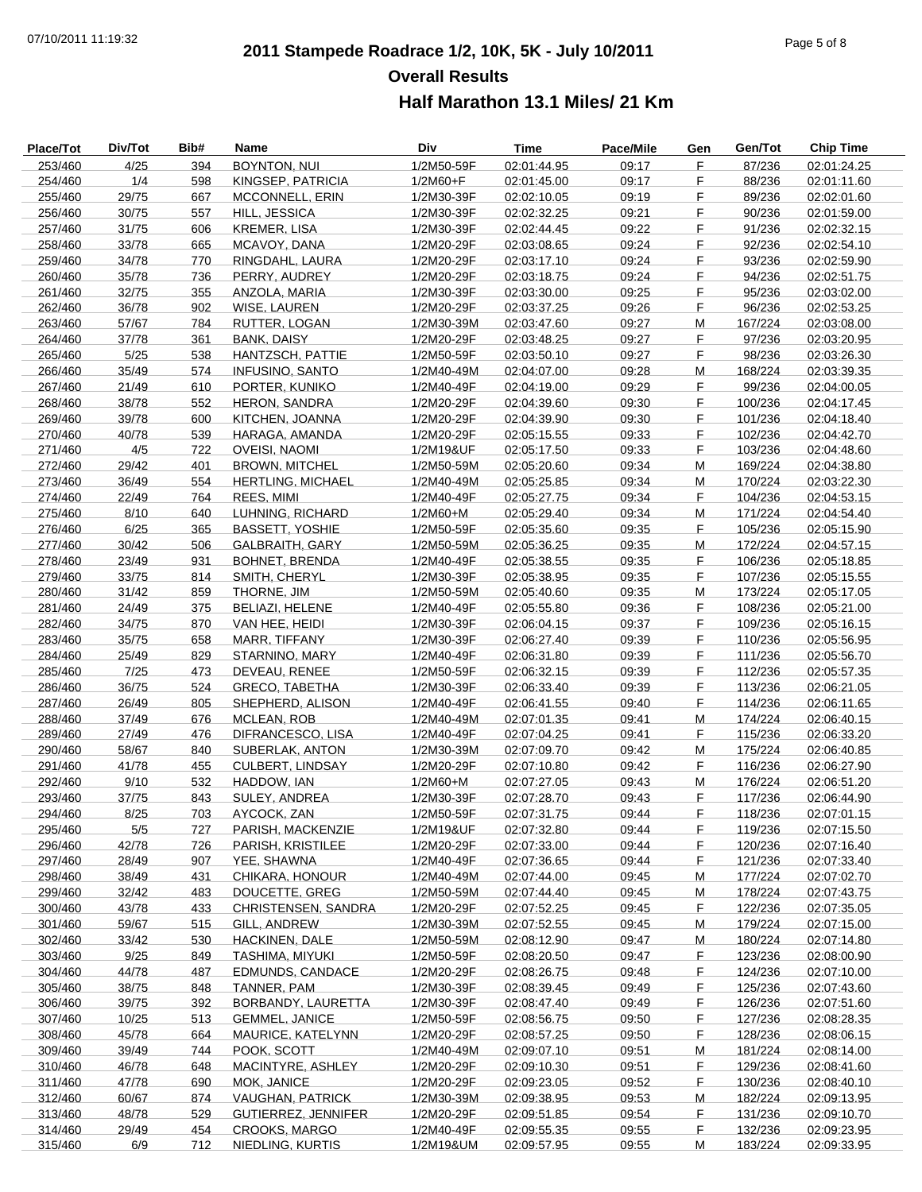## 2011 Stampede Roadrace 1/2, 10K, 5K - July 10/2011

### Overall Results

### Half Marathon 13.1 Miles/ 21 Km

| Place/Tot | Div/Tot | Bib# | Name | Div | Time | Pace/Mile | Gen | Gen/Tot | Chip Time |
|---|---|---|---|---|---|---|---|---|---|
| 253/460 | 4/25 | 394 | BOYNTON, NUI | 1/2M50-59F | 02:01:44.95 | 09:17 | F | 87/236 | 02:01:24.25 |
| 254/460 | 1/4 | 598 | KINGSEP, PATRICIA | 1/2M60+F | 02:01:45.00 | 09:17 | F | 88/236 | 02:01:11.60 |
| 255/460 | 29/75 | 667 | MCCONNELL, ERIN | 1/2M30-39F | 02:02:10.05 | 09:19 | F | 89/236 | 02:02:01.60 |
| 256/460 | 30/75 | 557 | HILL, JESSICA | 1/2M30-39F | 02:02:32.25 | 09:21 | F | 90/236 | 02:01:59.00 |
| 257/460 | 31/75 | 606 | KREMER, LISA | 1/2M30-39F | 02:02:44.45 | 09:22 | F | 91/236 | 02:02:32.15 |
| 258/460 | 33/78 | 665 | MCAVOY, DANA | 1/2M20-29F | 02:03:08.65 | 09:24 | F | 92/236 | 02:02:54.10 |
| 259/460 | 34/78 | 770 | RINGDAHL, LAURA | 1/2M20-29F | 02:03:17.10 | 09:24 | F | 93/236 | 02:02:59.90 |
| 260/460 | 35/78 | 736 | PERRY, AUDREY | 1/2M20-29F | 02:03:18.75 | 09:24 | F | 94/236 | 02:02:51.75 |
| 261/460 | 32/75 | 355 | ANZOLA, MARIA | 1/2M30-39F | 02:03:30.00 | 09:25 | F | 95/236 | 02:03:02.00 |
| 262/460 | 36/78 | 902 | WISE, LAUREN | 1/2M20-29F | 02:03:37.25 | 09:26 | F | 96/236 | 02:02:53.25 |
| 263/460 | 57/67 | 784 | RUTTER, LOGAN | 1/2M30-39M | 02:03:47.60 | 09:27 | M | 167/224 | 02:03:08.00 |
| 264/460 | 37/78 | 361 | BANK, DAISY | 1/2M20-29F | 02:03:48.25 | 09:27 | F | 97/236 | 02:03:20.95 |
| 265/460 | 5/25 | 538 | HANTZSCH, PATTIE | 1/2M50-59F | 02:03:50.10 | 09:27 | F | 98/236 | 02:03:26.30 |
| 266/460 | 35/49 | 574 | INFUSINO, SANTO | 1/2M40-49M | 02:04:07.00 | 09:28 | M | 168/224 | 02:03:39.35 |
| 267/460 | 21/49 | 610 | PORTER, KUNIKO | 1/2M40-49F | 02:04:19.00 | 09:29 | F | 99/236 | 02:04:00.05 |
| 268/460 | 38/78 | 552 | HERON, SANDRA | 1/2M20-29F | 02:04:39.60 | 09:30 | F | 100/236 | 02:04:17.45 |
| 269/460 | 39/78 | 600 | KITCHEN, JOANNA | 1/2M20-29F | 02:04:39.90 | 09:30 | F | 101/236 | 02:04:18.40 |
| 270/460 | 40/78 | 539 | HARAGA, AMANDA | 1/2M20-29F | 02:05:15.55 | 09:33 | F | 102/236 | 02:04:42.70 |
| 271/460 | 4/5 | 722 | OVEISI, NAOMI | 1/2M19&UF | 02:05:17.50 | 09:33 | F | 103/236 | 02:04:48.60 |
| 272/460 | 29/42 | 401 | BROWN, MITCHEL | 1/2M50-59M | 02:05:20.60 | 09:34 | M | 169/224 | 02:04:38.80 |
| 273/460 | 36/49 | 554 | HERTLING, MICHAEL | 1/2M40-49M | 02:05:25.85 | 09:34 | M | 170/224 | 02:03:22.30 |
| 274/460 | 22/49 | 764 | REES, MIMI | 1/2M40-49F | 02:05:27.75 | 09:34 | F | 104/236 | 02:04:53.15 |
| 275/460 | 8/10 | 640 | LUHNING, RICHARD | 1/2M60+M | 02:05:29.40 | 09:34 | M | 171/224 | 02:04:54.40 |
| 276/460 | 6/25 | 365 | BASSETT, YOSHIE | 1/2M50-59F | 02:05:35.60 | 09:35 | F | 105/236 | 02:05:15.90 |
| 277/460 | 30/42 | 506 | GALBRAITH, GARY | 1/2M50-59M | 02:05:36.25 | 09:35 | M | 172/224 | 02:04:57.15 |
| 278/460 | 23/49 | 931 | BOHNET, BRENDA | 1/2M40-49F | 02:05:38.55 | 09:35 | F | 106/236 | 02:05:18.85 |
| 279/460 | 33/75 | 814 | SMITH, CHERYL | 1/2M30-39F | 02:05:38.95 | 09:35 | F | 107/236 | 02:05:15.55 |
| 280/460 | 31/42 | 859 | THORNE, JIM | 1/2M50-59M | 02:05:40.60 | 09:35 | M | 173/224 | 02:05:17.05 |
| 281/460 | 24/49 | 375 | BELIAZI, HELENE | 1/2M40-49F | 02:05:55.80 | 09:36 | F | 108/236 | 02:05:21.00 |
| 282/460 | 34/75 | 870 | VAN HEE, HEIDI | 1/2M30-39F | 02:06:04.15 | 09:37 | F | 109/236 | 02:05:16.15 |
| 283/460 | 35/75 | 658 | MARR, TIFFANY | 1/2M30-39F | 02:06:27.40 | 09:39 | F | 110/236 | 02:05:56.95 |
| 284/460 | 25/49 | 829 | STARNINO, MARY | 1/2M40-49F | 02:06:31.80 | 09:39 | F | 111/236 | 02:05:56.70 |
| 285/460 | 7/25 | 473 | DEVEAU, RENEE | 1/2M50-59F | 02:06:32.15 | 09:39 | F | 112/236 | 02:05:57.35 |
| 286/460 | 36/75 | 524 | GRECO, TABETHA | 1/2M30-39F | 02:06:33.40 | 09:39 | F | 113/236 | 02:06:21.05 |
| 287/460 | 26/49 | 805 | SHEPHERD, ALISON | 1/2M40-49F | 02:06:41.55 | 09:40 | F | 114/236 | 02:06:11.65 |
| 288/460 | 37/49 | 676 | MCLEAN, ROB | 1/2M40-49M | 02:07:01.35 | 09:41 | M | 174/224 | 02:06:40.15 |
| 289/460 | 27/49 | 476 | DIFRANCESCO, LISA | 1/2M40-49F | 02:07:04.25 | 09:41 | F | 115/236 | 02:06:33.20 |
| 290/460 | 58/67 | 840 | SUBERLAK, ANTON | 1/2M30-39M | 02:07:09.70 | 09:42 | M | 175/224 | 02:06:40.85 |
| 291/460 | 41/78 | 455 | CULBERT, LINDSAY | 1/2M20-29F | 02:07:10.80 | 09:42 | F | 116/236 | 02:06:27.90 |
| 292/460 | 9/10 | 532 | HADDOW, IAN | 1/2M60+M | 02:07:27.05 | 09:43 | M | 176/224 | 02:06:51.20 |
| 293/460 | 37/75 | 843 | SULEY, ANDREA | 1/2M30-39F | 02:07:28.70 | 09:43 | F | 117/236 | 02:06:44.90 |
| 294/460 | 8/25 | 703 | AYCOCK, ZAN | 1/2M50-59F | 02:07:31.75 | 09:44 | F | 118/236 | 02:07:01.15 |
| 295/460 | 5/5 | 727 | PARISH, MACKENZIE | 1/2M19&UF | 02:07:32.80 | 09:44 | F | 119/236 | 02:07:15.50 |
| 296/460 | 42/78 | 726 | PARISH, KRISTILEE | 1/2M20-29F | 02:07:33.00 | 09:44 | F | 120/236 | 02:07:16.40 |
| 297/460 | 28/49 | 907 | YEE, SHAWNA | 1/2M40-49F | 02:07:36.65 | 09:44 | F | 121/236 | 02:07:33.40 |
| 298/460 | 38/49 | 431 | CHIKARA, HONOUR | 1/2M40-49M | 02:07:44.00 | 09:45 | M | 177/224 | 02:07:02.70 |
| 299/460 | 32/42 | 483 | DOUCETTE, GREG | 1/2M50-59M | 02:07:44.40 | 09:45 | M | 178/224 | 02:07:43.75 |
| 300/460 | 43/78 | 433 | CHRISTENSEN, SANDRA | 1/2M20-29F | 02:07:52.25 | 09:45 | F | 122/236 | 02:07:35.05 |
| 301/460 | 59/67 | 515 | GILL, ANDREW | 1/2M30-39M | 02:07:52.55 | 09:45 | M | 179/224 | 02:07:15.00 |
| 302/460 | 33/42 | 530 | HACKINEN, DALE | 1/2M50-59M | 02:08:12.90 | 09:47 | M | 180/224 | 02:07:14.80 |
| 303/460 | 9/25 | 849 | TASHIMA, MIYUKI | 1/2M50-59F | 02:08:20.50 | 09:47 | F | 123/236 | 02:08:00.90 |
| 304/460 | 44/78 | 487 | EDMUNDS, CANDACE | 1/2M20-29F | 02:08:26.75 | 09:48 | F | 124/236 | 02:07:10.00 |
| 305/460 | 38/75 | 848 | TANNER, PAM | 1/2M30-39F | 02:08:39.45 | 09:49 | F | 125/236 | 02:07:43.60 |
| 306/460 | 39/75 | 392 | BORBANDY, LAURETTA | 1/2M30-39F | 02:08:47.40 | 09:49 | F | 126/236 | 02:07:51.60 |
| 307/460 | 10/25 | 513 | GEMMEL, JANICE | 1/2M50-59F | 02:08:56.75 | 09:50 | F | 127/236 | 02:08:28.35 |
| 308/460 | 45/78 | 664 | MAURICE, KATELYNN | 1/2M20-29F | 02:08:57.25 | 09:50 | F | 128/236 | 02:08:06.15 |
| 309/460 | 39/49 | 744 | POOK, SCOTT | 1/2M40-49M | 02:09:07.10 | 09:51 | M | 181/224 | 02:08:14.00 |
| 310/460 | 46/78 | 648 | MACINTYRE, ASHLEY | 1/2M20-29F | 02:09:10.30 | 09:51 | F | 129/236 | 02:08:41.60 |
| 311/460 | 47/78 | 690 | MOK, JANICE | 1/2M20-29F | 02:09:23.05 | 09:52 | F | 130/236 | 02:08:40.10 |
| 312/460 | 60/67 | 874 | VAUGHAN, PATRICK | 1/2M30-39M | 02:09:38.95 | 09:53 | M | 182/224 | 02:09:13.95 |
| 313/460 | 48/78 | 529 | GUTIERREZ, JENNIFER | 1/2M20-29F | 02:09:51.85 | 09:54 | F | 131/236 | 02:09:10.70 |
| 314/460 | 29/49 | 454 | CROOKS, MARGO | 1/2M40-49F | 02:09:55.35 | 09:55 | F | 132/236 | 02:09:23.95 |
| 315/460 | 6/9 | 712 | NIEDLING, KURTIS | 1/2M19&UM | 02:09:57.95 | 09:55 | M | 183/224 | 02:09:33.95 |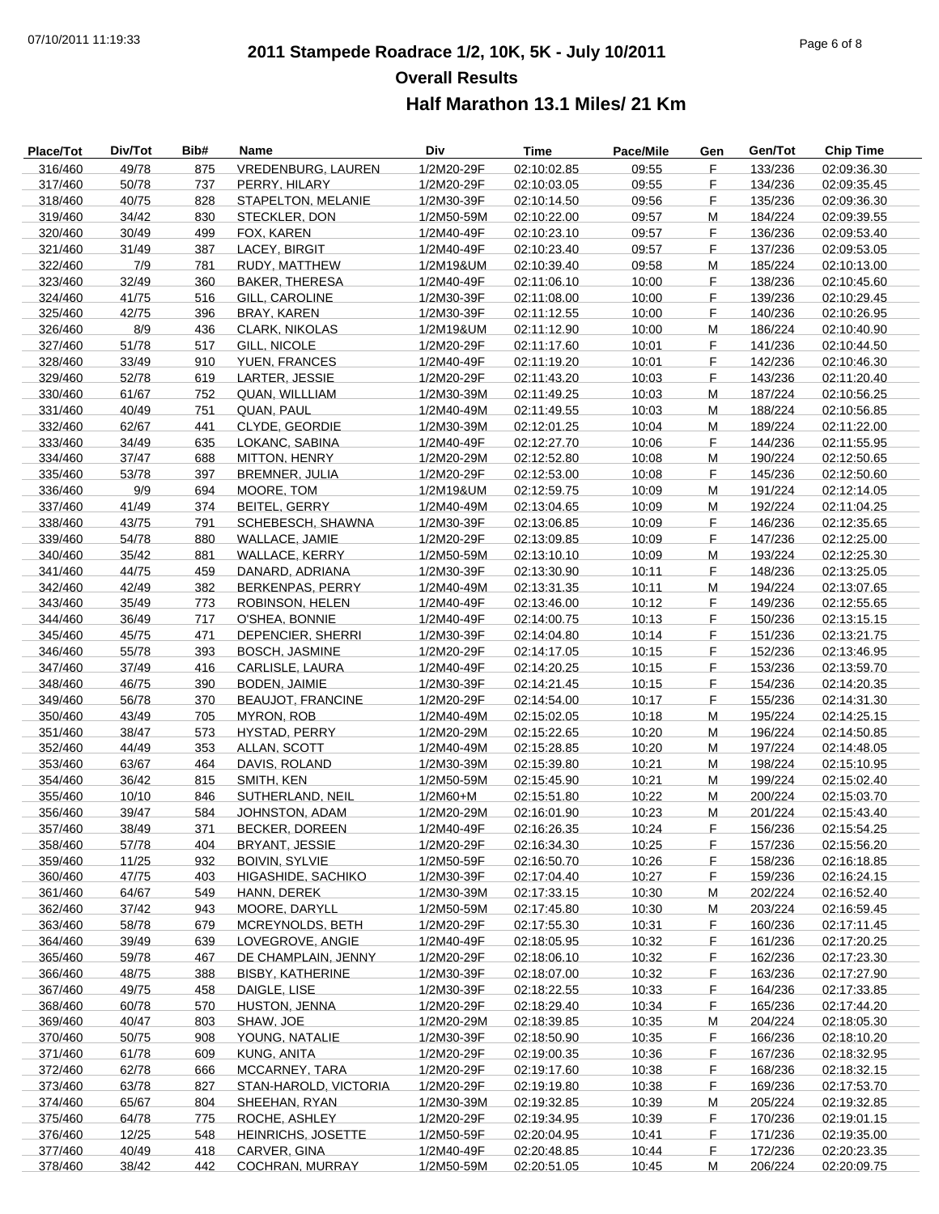# 2011 Stampede Roadrace 1/2, 10K, 5K - July 10/2011

## Overall Results

### Half Marathon 13.1 Miles/ 21 Km

| Place/Tot | Div/Tot | Bib# | Name | Div | Time | Pace/Mile | Gen | Gen/Tot | Chip Time |
|---|---|---|---|---|---|---|---|---|---|
| 316/460 | 49/78 | 875 | VREDENBURG, LAUREN | 1/2M20-29F | 02:10:02.85 | 09:55 | F | 133/236 | 02:09:36.30 |
| 317/460 | 50/78 | 737 | PERRY, HILARY | 1/2M20-29F | 02:10:03.05 | 09:55 | F | 134/236 | 02:09:35.45 |
| 318/460 | 40/75 | 828 | STAPELTON, MELANIE | 1/2M30-39F | 02:10:14.50 | 09:56 | F | 135/236 | 02:09:36.30 |
| 319/460 | 34/42 | 830 | STECKLER, DON | 1/2M50-59M | 02:10:22.00 | 09:57 | M | 184/224 | 02:09:39.55 |
| 320/460 | 30/49 | 499 | FOX, KAREN | 1/2M40-49F | 02:10:23.10 | 09:57 | F | 136/236 | 02:09:53.40 |
| 321/460 | 31/49 | 387 | LACEY, BIRGIT | 1/2M40-49F | 02:10:23.40 | 09:57 | F | 137/236 | 02:09:53.05 |
| 322/460 | 7/9 | 781 | RUDY, MATTHEW | 1/2M19&UM | 02:10:39.40 | 09:58 | M | 185/224 | 02:10:13.00 |
| 323/460 | 32/49 | 360 | BAKER, THERESA | 1/2M40-49F | 02:11:06.10 | 10:00 | F | 138/236 | 02:10:45.60 |
| 324/460 | 41/75 | 516 | GILL, CAROLINE | 1/2M30-39F | 02:11:08.00 | 10:00 | F | 139/236 | 02:10:29.45 |
| 325/460 | 42/75 | 396 | BRAY, KAREN | 1/2M30-39F | 02:11:12.55 | 10:00 | F | 140/236 | 02:10:26.95 |
| 326/460 | 8/9 | 436 | CLARK, NIKOLAS | 1/2M19&UM | 02:11:12.90 | 10:00 | M | 186/224 | 02:10:40.90 |
| 327/460 | 51/78 | 517 | GILL, NICOLE | 1/2M20-29F | 02:11:17.60 | 10:01 | F | 141/236 | 02:10:44.50 |
| 328/460 | 33/49 | 910 | YUEN, FRANCES | 1/2M40-49F | 02:11:19.20 | 10:01 | F | 142/236 | 02:10:46.30 |
| 329/460 | 52/78 | 619 | LARTER, JESSIE | 1/2M20-29F | 02:11:43.20 | 10:03 | F | 143/236 | 02:11:20.40 |
| 330/460 | 61/67 | 752 | QUAN, WILLLIAM | 1/2M30-39M | 02:11:49.25 | 10:03 | M | 187/224 | 02:10:56.25 |
| 331/460 | 40/49 | 751 | QUAN, PAUL | 1/2M40-49M | 02:11:49.55 | 10:03 | M | 188/224 | 02:10:56.85 |
| 332/460 | 62/67 | 441 | CLYDE, GEORDIE | 1/2M30-39M | 02:12:01.25 | 10:04 | M | 189/224 | 02:11:22.00 |
| 333/460 | 34/49 | 635 | LOKANC, SABINA | 1/2M40-49F | 02:12:27.70 | 10:06 | F | 144/236 | 02:11:55.95 |
| 334/460 | 37/47 | 688 | MITTON, HENRY | 1/2M20-29M | 02:12:52.80 | 10:08 | M | 190/224 | 02:12:50.65 |
| 335/460 | 53/78 | 397 | BREMNER, JULIA | 1/2M20-29F | 02:12:53.00 | 10:08 | F | 145/236 | 02:12:50.60 |
| 336/460 | 9/9 | 694 | MOORE, TOM | 1/2M19&UM | 02:12:59.75 | 10:09 | M | 191/224 | 02:12:14.05 |
| 337/460 | 41/49 | 374 | BEITEL, GERRY | 1/2M40-49M | 02:13:04.65 | 10:09 | M | 192/224 | 02:11:04.25 |
| 338/460 | 43/75 | 791 | SCHEBESCH, SHAWNA | 1/2M30-39F | 02:13:06.85 | 10:09 | F | 146/236 | 02:12:35.65 |
| 339/460 | 54/78 | 880 | WALLACE, JAMIE | 1/2M20-29F | 02:13:09.85 | 10:09 | F | 147/236 | 02:12:25.00 |
| 340/460 | 35/42 | 881 | WALLACE, KERRY | 1/2M50-59M | 02:13:10.10 | 10:09 | M | 193/224 | 02:12:25.30 |
| 341/460 | 44/75 | 459 | DANARD, ADRIANA | 1/2M30-39F | 02:13:30.90 | 10:11 | F | 148/236 | 02:13:25.05 |
| 342/460 | 42/49 | 382 | BERKENPAS, PERRY | 1/2M40-49M | 02:13:31.35 | 10:11 | M | 194/224 | 02:13:07.65 |
| 343/460 | 35/49 | 773 | ROBINSON, HELEN | 1/2M40-49F | 02:13:46.00 | 10:12 | F | 149/236 | 02:12:55.65 |
| 344/460 | 36/49 | 717 | O'SHEA, BONNIE | 1/2M40-49F | 02:14:00.75 | 10:13 | F | 150/236 | 02:13:15.15 |
| 345/460 | 45/75 | 471 | DEPENCIER, SHERRI | 1/2M30-39F | 02:14:04.80 | 10:14 | F | 151/236 | 02:13:21.75 |
| 346/460 | 55/78 | 393 | BOSCH, JASMINE | 1/2M20-29F | 02:14:17.05 | 10:15 | F | 152/236 | 02:13:46.95 |
| 347/460 | 37/49 | 416 | CARLISLE, LAURA | 1/2M40-49F | 02:14:20.25 | 10:15 | F | 153/236 | 02:13:59.70 |
| 348/460 | 46/75 | 390 | BODEN, JAIMIE | 1/2M30-39F | 02:14:21.45 | 10:15 | F | 154/236 | 02:14:20.35 |
| 349/460 | 56/78 | 370 | BEAUJOT, FRANCINE | 1/2M20-29F | 02:14:54.00 | 10:17 | F | 155/236 | 02:14:31.30 |
| 350/460 | 43/49 | 705 | MYRON, ROB | 1/2M40-49M | 02:15:02.05 | 10:18 | M | 195/224 | 02:14:25.15 |
| 351/460 | 38/47 | 573 | HYSTAD, PERRY | 1/2M20-29M | 02:15:22.65 | 10:20 | M | 196/224 | 02:14:50.85 |
| 352/460 | 44/49 | 353 | ALLAN, SCOTT | 1/2M40-49M | 02:15:28.85 | 10:20 | M | 197/224 | 02:14:48.05 |
| 353/460 | 63/67 | 464 | DAVIS, ROLAND | 1/2M30-39M | 02:15:39.80 | 10:21 | M | 198/224 | 02:15:10.95 |
| 354/460 | 36/42 | 815 | SMITH, KEN | 1/2M50-59M | 02:15:45.90 | 10:21 | M | 199/224 | 02:15:02.40 |
| 355/460 | 10/10 | 846 | SUTHERLAND, NEIL | 1/2M60+M | 02:15:51.80 | 10:22 | M | 200/224 | 02:15:03.70 |
| 356/460 | 39/47 | 584 | JOHNSTON, ADAM | 1/2M20-29M | 02:16:01.90 | 10:23 | M | 201/224 | 02:15:43.40 |
| 357/460 | 38/49 | 371 | BECKER, DOREEN | 1/2M40-49F | 02:16:26.35 | 10:24 | F | 156/236 | 02:15:54.25 |
| 358/460 | 57/78 | 404 | BRYANT, JESSIE | 1/2M20-29F | 02:16:34.30 | 10:25 | F | 157/236 | 02:15:56.20 |
| 359/460 | 11/25 | 932 | BOIVIN, SYLVIE | 1/2M50-59F | 02:16:50.70 | 10:26 | F | 158/236 | 02:16:18.85 |
| 360/460 | 47/75 | 403 | HIGASHIDE, SACHIKO | 1/2M30-39F | 02:17:04.40 | 10:27 | F | 159/236 | 02:16:24.15 |
| 361/460 | 64/67 | 549 | HANN, DEREK | 1/2M30-39M | 02:17:33.15 | 10:30 | M | 202/224 | 02:16:52.40 |
| 362/460 | 37/42 | 943 | MOORE, DARYLL | 1/2M50-59M | 02:17:45.80 | 10:30 | M | 203/224 | 02:16:59.45 |
| 363/460 | 58/78 | 679 | MCREYNOLDS, BETH | 1/2M20-29F | 02:17:55.30 | 10:31 | F | 160/236 | 02:17:11.45 |
| 364/460 | 39/49 | 639 | LOVEGROVE, ANGIE | 1/2M40-49F | 02:18:05.95 | 10:32 | F | 161/236 | 02:17:20.25 |
| 365/460 | 59/78 | 467 | DE CHAMPLAIN, JENNY | 1/2M20-29F | 02:18:06.10 | 10:32 | F | 162/236 | 02:17:23.30 |
| 366/460 | 48/75 | 388 | BISBY, KATHERINE | 1/2M30-39F | 02:18:07.00 | 10:32 | F | 163/236 | 02:17:27.90 |
| 367/460 | 49/75 | 458 | DAIGLE, LISE | 1/2M30-39F | 02:18:22.55 | 10:33 | F | 164/236 | 02:17:33.85 |
| 368/460 | 60/78 | 570 | HUSTON, JENNA | 1/2M20-29F | 02:18:29.40 | 10:34 | F | 165/236 | 02:17:44.20 |
| 369/460 | 40/47 | 803 | SHAW, JOE | 1/2M20-29M | 02:18:39.85 | 10:35 | M | 204/224 | 02:18:05.30 |
| 370/460 | 50/75 | 908 | YOUNG, NATALIE | 1/2M30-39F | 02:18:50.90 | 10:35 | F | 166/236 | 02:18:10.20 |
| 371/460 | 61/78 | 609 | KUNG, ANITA | 1/2M20-29F | 02:19:00.35 | 10:36 | F | 167/236 | 02:18:32.95 |
| 372/460 | 62/78 | 666 | MCCARNEY, TARA | 1/2M20-29F | 02:19:17.60 | 10:38 | F | 168/236 | 02:18:32.15 |
| 373/460 | 63/78 | 827 | STAN-HAROLD, VICTORIA | 1/2M20-29F | 02:19:19.80 | 10:38 | F | 169/236 | 02:17:53.70 |
| 374/460 | 65/67 | 804 | SHEEHAN, RYAN | 1/2M30-39M | 02:19:32.85 | 10:39 | M | 205/224 | 02:19:32.85 |
| 375/460 | 64/78 | 775 | ROCHE, ASHLEY | 1/2M20-29F | 02:19:34.95 | 10:39 | F | 170/236 | 02:19:01.15 |
| 376/460 | 12/25 | 548 | HEINRICHS, JOSETTE | 1/2M50-59F | 02:20:04.95 | 10:41 | F | 171/236 | 02:19:35.00 |
| 377/460 | 40/49 | 418 | CARVER, GINA | 1/2M40-49F | 02:20:48.85 | 10:44 | F | 172/236 | 02:20:23.35 |
| 378/460 | 38/42 | 442 | COCHRAN, MURRAY | 1/2M50-59M | 02:20:51.05 | 10:45 | M | 206/224 | 02:20:09.75 |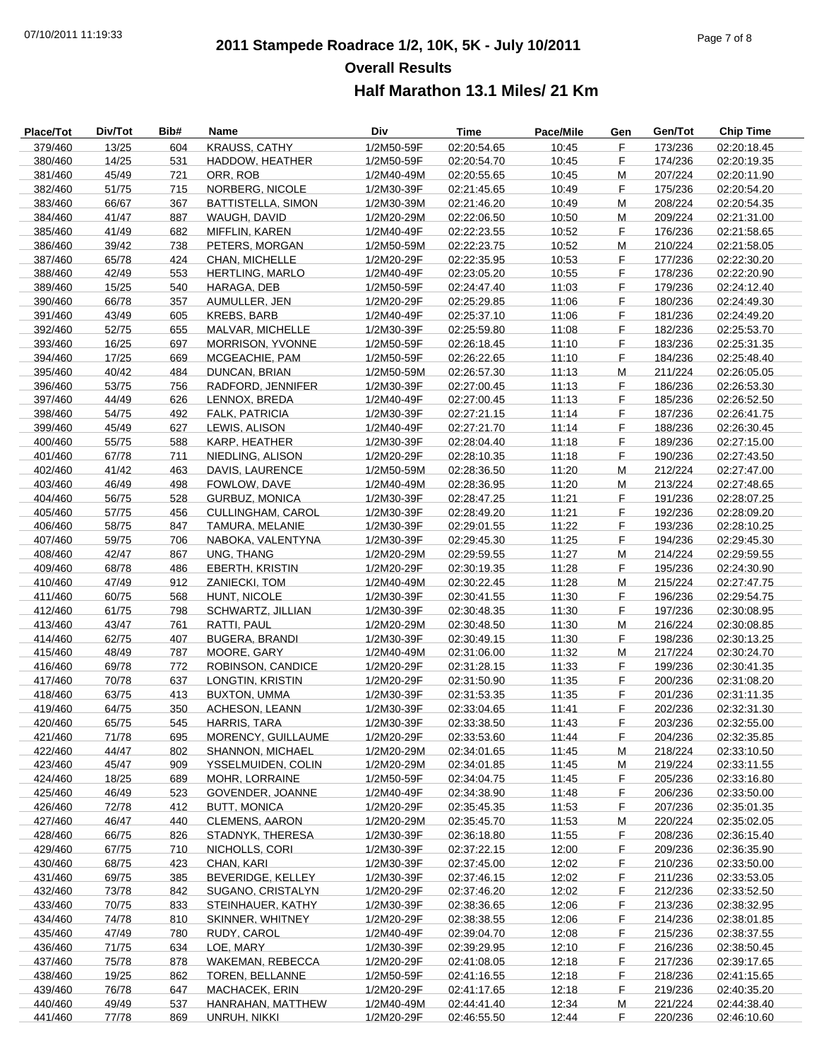## 2011 Stampede Roadrace 1/2, 10K, 5K - July 10/2011

### Overall Results

### Half Marathon 13.1 Miles/ 21 Km

| Place/Tot | Div/Tot | Bib# | Name | Div | Time | Pace/Mile | Gen | Gen/Tot | Chip Time |
|---|---|---|---|---|---|---|---|---|---|
| 379/460 | 13/25 | 604 | KRAUSS, CATHY | 1/2M50-59F | 02:20:54.65 | 10:45 | F | 173/236 | 02:20:18.45 |
| 380/460 | 14/25 | 531 | HADDOW, HEATHER | 1/2M50-59F | 02:20:54.70 | 10:45 | F | 174/236 | 02:20:19.35 |
| 381/460 | 45/49 | 721 | ORR, ROB | 1/2M40-49M | 02:20:55.65 | 10:45 | M | 207/224 | 02:20:11.90 |
| 382/460 | 51/75 | 715 | NORBERG, NICOLE | 1/2M30-39F | 02:21:45.65 | 10:49 | F | 175/236 | 02:20:54.20 |
| 383/460 | 66/67 | 367 | BATTISTELLA, SIMON | 1/2M30-39M | 02:21:46.20 | 10:49 | M | 208/224 | 02:20:54.35 |
| 384/460 | 41/47 | 887 | WAUGH, DAVID | 1/2M20-29M | 02:22:06.50 | 10:50 | M | 209/224 | 02:21:31.00 |
| 385/460 | 41/49 | 682 | MIFFLIN, KAREN | 1/2M40-49F | 02:22:23.55 | 10:52 | F | 176/236 | 02:21:58.65 |
| 386/460 | 39/42 | 738 | PETERS, MORGAN | 1/2M50-59M | 02:22:23.75 | 10:52 | M | 210/224 | 02:21:58.05 |
| 387/460 | 65/78 | 424 | CHAN, MICHELLE | 1/2M20-29F | 02:22:35.95 | 10:53 | F | 177/236 | 02:22:30.20 |
| 388/460 | 42/49 | 553 | HERTLING, MARLO | 1/2M40-49F | 02:23:05.20 | 10:55 | F | 178/236 | 02:22:20.90 |
| 389/460 | 15/25 | 540 | HARAGA, DEB | 1/2M50-59F | 02:24:47.40 | 11:03 | F | 179/236 | 02:24:12.40 |
| 390/460 | 66/78 | 357 | AUMULLER, JEN | 1/2M20-29F | 02:25:29.85 | 11:06 | F | 180/236 | 02:24:49.30 |
| 391/460 | 43/49 | 605 | KREBS, BARB | 1/2M40-49F | 02:25:37.10 | 11:06 | F | 181/236 | 02:24:49.20 |
| 392/460 | 52/75 | 655 | MALVAR, MICHELLE | 1/2M30-39F | 02:25:59.80 | 11:08 | F | 182/236 | 02:25:53.70 |
| 393/460 | 16/25 | 697 | MORRISON, YVONNE | 1/2M50-59F | 02:26:18.45 | 11:10 | F | 183/236 | 02:25:31.35 |
| 394/460 | 17/25 | 669 | MCGEACHIE, PAM | 1/2M50-59F | 02:26:22.65 | 11:10 | F | 184/236 | 02:25:48.40 |
| 395/460 | 40/42 | 484 | DUNCAN, BRIAN | 1/2M50-59M | 02:26:57.30 | 11:13 | M | 211/224 | 02:26:05.05 |
| 396/460 | 53/75 | 756 | RADFORD, JENNIFER | 1/2M30-39F | 02:27:00.45 | 11:13 | F | 186/236 | 02:26:53.30 |
| 397/460 | 44/49 | 626 | LENNOX, BREDA | 1/2M40-49F | 02:27:00.45 | 11:13 | F | 185/236 | 02:26:52.50 |
| 398/460 | 54/75 | 492 | FALK, PATRICIA | 1/2M30-39F | 02:27:21.15 | 11:14 | F | 187/236 | 02:26:41.75 |
| 399/460 | 45/49 | 627 | LEWIS, ALISON | 1/2M40-49F | 02:27:21.70 | 11:14 | F | 188/236 | 02:26:30.45 |
| 400/460 | 55/75 | 588 | KARP, HEATHER | 1/2M30-39F | 02:28:04.40 | 11:18 | F | 189/236 | 02:27:15.00 |
| 401/460 | 67/78 | 711 | NIEDLING, ALISON | 1/2M20-29F | 02:28:10.35 | 11:18 | F | 190/236 | 02:27:43.50 |
| 402/460 | 41/42 | 463 | DAVIS, LAURENCE | 1/2M50-59M | 02:28:36.50 | 11:20 | M | 212/224 | 02:27:47.00 |
| 403/460 | 46/49 | 498 | FOWLOW, DAVE | 1/2M40-49M | 02:28:36.95 | 11:20 | M | 213/224 | 02:27:48.65 |
| 404/460 | 56/75 | 528 | GURBUZ, MONICA | 1/2M30-39F | 02:28:47.25 | 11:21 | F | 191/236 | 02:28:07.25 |
| 405/460 | 57/75 | 456 | CULLINGHAM, CAROL | 1/2M30-39F | 02:28:49.20 | 11:21 | F | 192/236 | 02:28:09.20 |
| 406/460 | 58/75 | 847 | TAMURA, MELANIE | 1/2M30-39F | 02:29:01.55 | 11:22 | F | 193/236 | 02:28:10.25 |
| 407/460 | 59/75 | 706 | NABOKA, VALENTYNA | 1/2M30-39F | 02:29:45.30 | 11:25 | F | 194/236 | 02:29:45.30 |
| 408/460 | 42/47 | 867 | UNG, THANG | 1/2M20-29M | 02:29:59.55 | 11:27 | M | 214/224 | 02:29:59.55 |
| 409/460 | 68/78 | 486 | EBERTH, KRISTIN | 1/2M20-29F | 02:30:19.35 | 11:28 | F | 195/236 | 02:24:30.90 |
| 410/460 | 47/49 | 912 | ZANIECKI, TOM | 1/2M40-49M | 02:30:22.45 | 11:28 | M | 215/224 | 02:27:47.75 |
| 411/460 | 60/75 | 568 | HUNT, NICOLE | 1/2M30-39F | 02:30:41.55 | 11:30 | F | 196/236 | 02:29:54.75 |
| 412/460 | 61/75 | 798 | SCHWARTZ, JILLIAN | 1/2M30-39F | 02:30:48.35 | 11:30 | F | 197/236 | 02:30:08.95 |
| 413/460 | 43/47 | 761 | RATTI, PAUL | 1/2M20-29M | 02:30:48.50 | 11:30 | M | 216/224 | 02:30:08.85 |
| 414/460 | 62/75 | 407 | BUGERA, BRANDI | 1/2M30-39F | 02:30:49.15 | 11:30 | F | 198/236 | 02:30:13.25 |
| 415/460 | 48/49 | 787 | MOORE, GARY | 1/2M40-49M | 02:31:06.00 | 11:32 | M | 217/224 | 02:30:24.70 |
| 416/460 | 69/78 | 772 | ROBINSON, CANDICE | 1/2M20-29F | 02:31:28.15 | 11:33 | F | 199/236 | 02:30:41.35 |
| 417/460 | 70/78 | 637 | LONGTIN, KRISTIN | 1/2M20-29F | 02:31:50.90 | 11:35 | F | 200/236 | 02:31:08.20 |
| 418/460 | 63/75 | 413 | BUXTON, UMMA | 1/2M30-39F | 02:31:53.35 | 11:35 | F | 201/236 | 02:31:11.35 |
| 419/460 | 64/75 | 350 | ACHESON, LEANN | 1/2M30-39F | 02:33:04.65 | 11:41 | F | 202/236 | 02:32:31.30 |
| 420/460 | 65/75 | 545 | HARRIS, TARA | 1/2M30-39F | 02:33:38.50 | 11:43 | F | 203/236 | 02:32:55.00 |
| 421/460 | 71/78 | 695 | MORENCY, GUILLAUME | 1/2M20-29F | 02:33:53.60 | 11:44 | F | 204/236 | 02:32:35.85 |
| 422/460 | 44/47 | 802 | SHANNON, MICHAEL | 1/2M20-29M | 02:34:01.65 | 11:45 | M | 218/224 | 02:33:10.50 |
| 423/460 | 45/47 | 909 | YSSELMUIDEN, COLIN | 1/2M20-29M | 02:34:01.85 | 11:45 | M | 219/224 | 02:33:11.55 |
| 424/460 | 18/25 | 689 | MOHR, LORRAINE | 1/2M50-59F | 02:34:04.75 | 11:45 | F | 205/236 | 02:33:16.80 |
| 425/460 | 46/49 | 523 | GOVENDER, JOANNE | 1/2M40-49F | 02:34:38.90 | 11:48 | F | 206/236 | 02:33:50.00 |
| 426/460 | 72/78 | 412 | BUTT, MONICA | 1/2M20-29F | 02:35:45.35 | 11:53 | F | 207/236 | 02:35:01.35 |
| 427/460 | 46/47 | 440 | CLEMENS, AARON | 1/2M20-29M | 02:35:45.70 | 11:53 | M | 220/224 | 02:35:02.05 |
| 428/460 | 66/75 | 826 | STADNYK, THERESA | 1/2M30-39F | 02:36:18.80 | 11:55 | F | 208/236 | 02:36:15.40 |
| 429/460 | 67/75 | 710 | NICHOLLS, CORI | 1/2M30-39F | 02:37:22.15 | 12:00 | F | 209/236 | 02:36:35.90 |
| 430/460 | 68/75 | 423 | CHAN, KARI | 1/2M30-39F | 02:37:45.00 | 12:02 | F | 210/236 | 02:33:50.00 |
| 431/460 | 69/75 | 385 | BEVERIDGE, KELLEY | 1/2M30-39F | 02:37:46.15 | 12:02 | F | 211/236 | 02:33:53.05 |
| 432/460 | 73/78 | 842 | SUGANO, CRISTALYN | 1/2M20-29F | 02:37:46.20 | 12:02 | F | 212/236 | 02:33:52.50 |
| 433/460 | 70/75 | 833 | STEINHAUER, KATHY | 1/2M30-39F | 02:38:36.65 | 12:06 | F | 213/236 | 02:38:32.95 |
| 434/460 | 74/78 | 810 | SKINNER, WHITNEY | 1/2M20-29F | 02:38:38.55 | 12:06 | F | 214/236 | 02:38:01.85 |
| 435/460 | 47/49 | 780 | RUDY, CAROL | 1/2M40-49F | 02:39:04.70 | 12:08 | F | 215/236 | 02:38:37.55 |
| 436/460 | 71/75 | 634 | LOE, MARY | 1/2M30-39F | 02:39:29.95 | 12:10 | F | 216/236 | 02:38:50.45 |
| 437/460 | 75/78 | 878 | WAKEMAN, REBECCA | 1/2M20-29F | 02:41:08.05 | 12:18 | F | 217/236 | 02:39:17.65 |
| 438/460 | 19/25 | 862 | TOREN, BELLANNE | 1/2M50-59F | 02:41:16.55 | 12:18 | F | 218/236 | 02:41:15.65 |
| 439/460 | 76/78 | 647 | MACHACEK, ERIN | 1/2M20-29F | 02:41:17.65 | 12:18 | F | 219/236 | 02:40:35.20 |
| 440/460 | 49/49 | 537 | HANRAHAN, MATTHEW | 1/2M40-49M | 02:44:41.40 | 12:34 | M | 221/224 | 02:44:38.40 |
| 441/460 | 77/78 | 869 | UNRUH, NIKKI | 1/2M20-29F | 02:46:55.50 | 12:44 | F | 220/236 | 02:46:10.60 |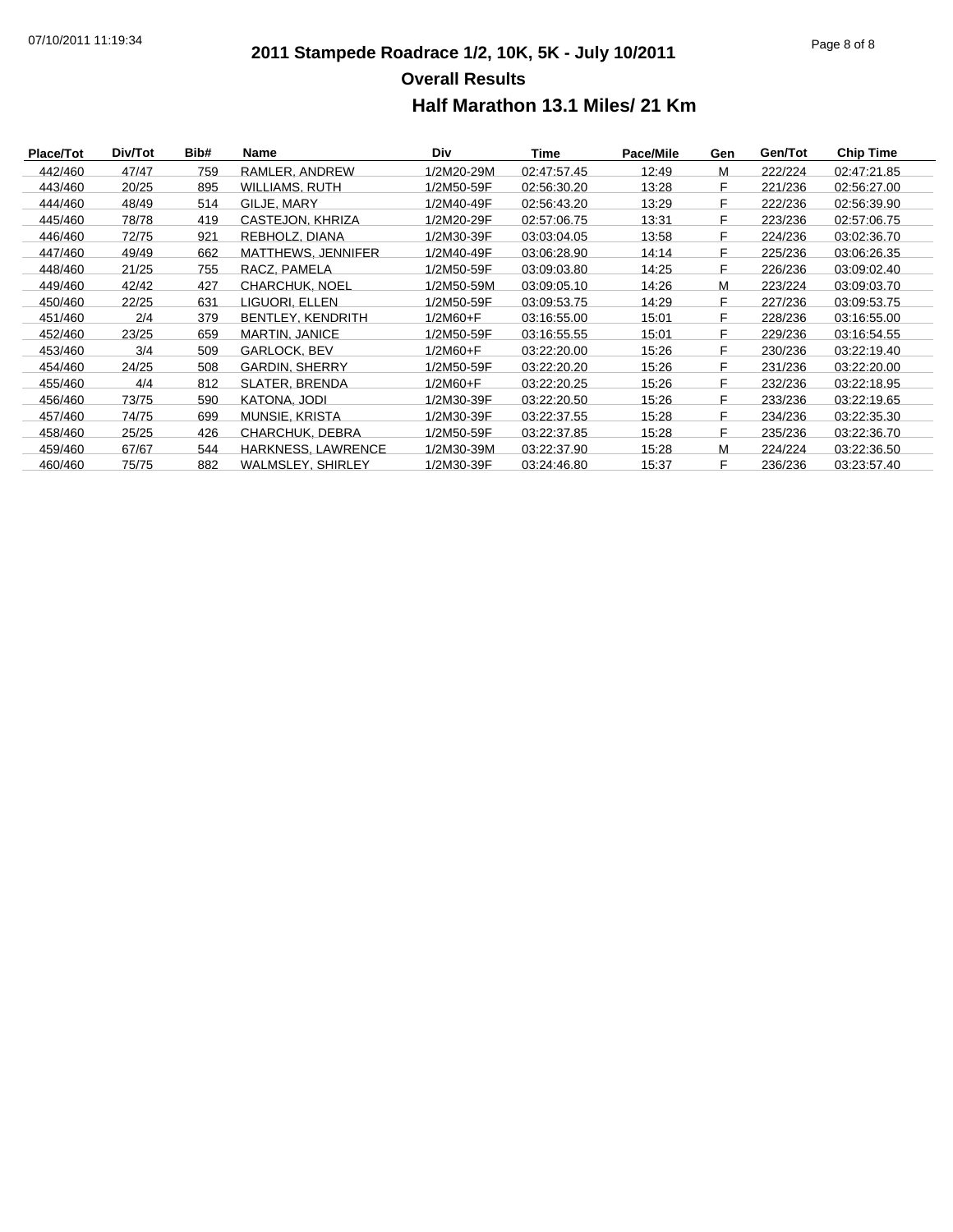## 2011 Stampede Roadrace 1/2, 10K, 5K - July 10/2011

### Overall Results

### Half Marathon 13.1 Miles/ 21 Km

| Place/Tot | Div/Tot | Bib# | Name | Div | Time | Pace/Mile | Gen | Gen/Tot | Chip Time |
|---|---|---|---|---|---|---|---|---|---|
| 442/460 | 47/47 | 759 | RAMLER, ANDREW | 1/2M20-29M | 02:47:57.45 | 12:49 | M | 222/224 | 02:47:21.85 |
| 443/460 | 20/25 | 895 | WILLIAMS, RUTH | 1/2M50-59F | 02:56:30.20 | 13:28 | F | 221/236 | 02:56:27.00 |
| 444/460 | 48/49 | 514 | GILJE, MARY | 1/2M40-49F | 02:56:43.20 | 13:29 | F | 222/236 | 02:56:39.90 |
| 445/460 | 78/78 | 419 | CASTEJON, KHRIZA | 1/2M20-29F | 02:57:06.75 | 13:31 | F | 223/236 | 02:57:06.75 |
| 446/460 | 72/75 | 921 | REBHOLZ, DIANA | 1/2M30-39F | 03:03:04.05 | 13:58 | F | 224/236 | 03:02:36.70 |
| 447/460 | 49/49 | 662 | MATTHEWS, JENNIFER | 1/2M40-49F | 03:06:28.90 | 14:14 | F | 225/236 | 03:06:26.35 |
| 448/460 | 21/25 | 755 | RACZ, PAMELA | 1/2M50-59F | 03:09:03.80 | 14:25 | F | 226/236 | 03:09:02.40 |
| 449/460 | 42/42 | 427 | CHARCHUK, NOEL | 1/2M50-59M | 03:09:05.10 | 14:26 | M | 223/224 | 03:09:03.70 |
| 450/460 | 22/25 | 631 | LIGUORI, ELLEN | 1/2M50-59F | 03:09:53.75 | 14:29 | F | 227/236 | 03:09:53.75 |
| 451/460 | 2/4 | 379 | BENTLEY, KENDRITH | 1/2M60+F | 03:16:55.00 | 15:01 | F | 228/236 | 03:16:55.00 |
| 452/460 | 23/25 | 659 | MARTIN, JANICE | 1/2M50-59F | 03:16:55.55 | 15:01 | F | 229/236 | 03:16:54.55 |
| 453/460 | 3/4 | 509 | GARLOCK, BEV | 1/2M60+F | 03:22:20.00 | 15:26 | F | 230/236 | 03:22:19.40 |
| 454/460 | 24/25 | 508 | GARDIN, SHERRY | 1/2M50-59F | 03:22:20.20 | 15:26 | F | 231/236 | 03:22:20.00 |
| 455/460 | 4/4 | 812 | SLATER, BRENDA | 1/2M60+F | 03:22:20.25 | 15:26 | F | 232/236 | 03:22:18.95 |
| 456/460 | 73/75 | 590 | KATONA, JODI | 1/2M30-39F | 03:22:20.50 | 15:26 | F | 233/236 | 03:22:19.65 |
| 457/460 | 74/75 | 699 | MUNSIE, KRISTA | 1/2M30-39F | 03:22:37.55 | 15:28 | F | 234/236 | 03:22:35.30 |
| 458/460 | 25/25 | 426 | CHARCHUK, DEBRA | 1/2M50-59F | 03:22:37.85 | 15:28 | F | 235/236 | 03:22:36.70 |
| 459/460 | 67/67 | 544 | HARKNESS, LAWRENCE | 1/2M30-39M | 03:22:37.90 | 15:28 | M | 224/224 | 03:22:36.50 |
| 460/460 | 75/75 | 882 | WALMSLEY, SHIRLEY | 1/2M30-39F | 03:24:46.80 | 15:37 | F | 236/236 | 03:23:57.40 |